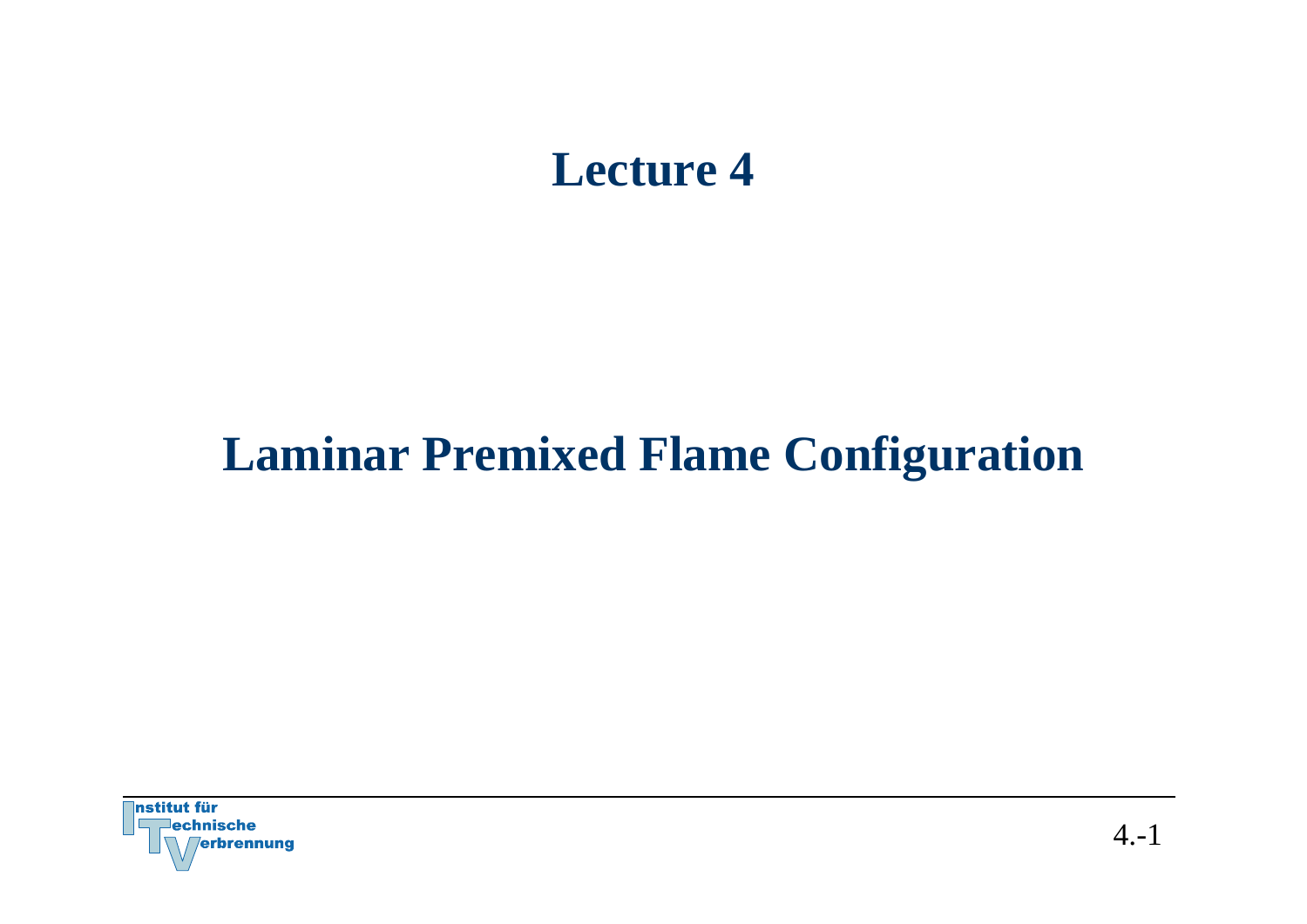# Lecture 4

## Laminar Premixed Flame Configuration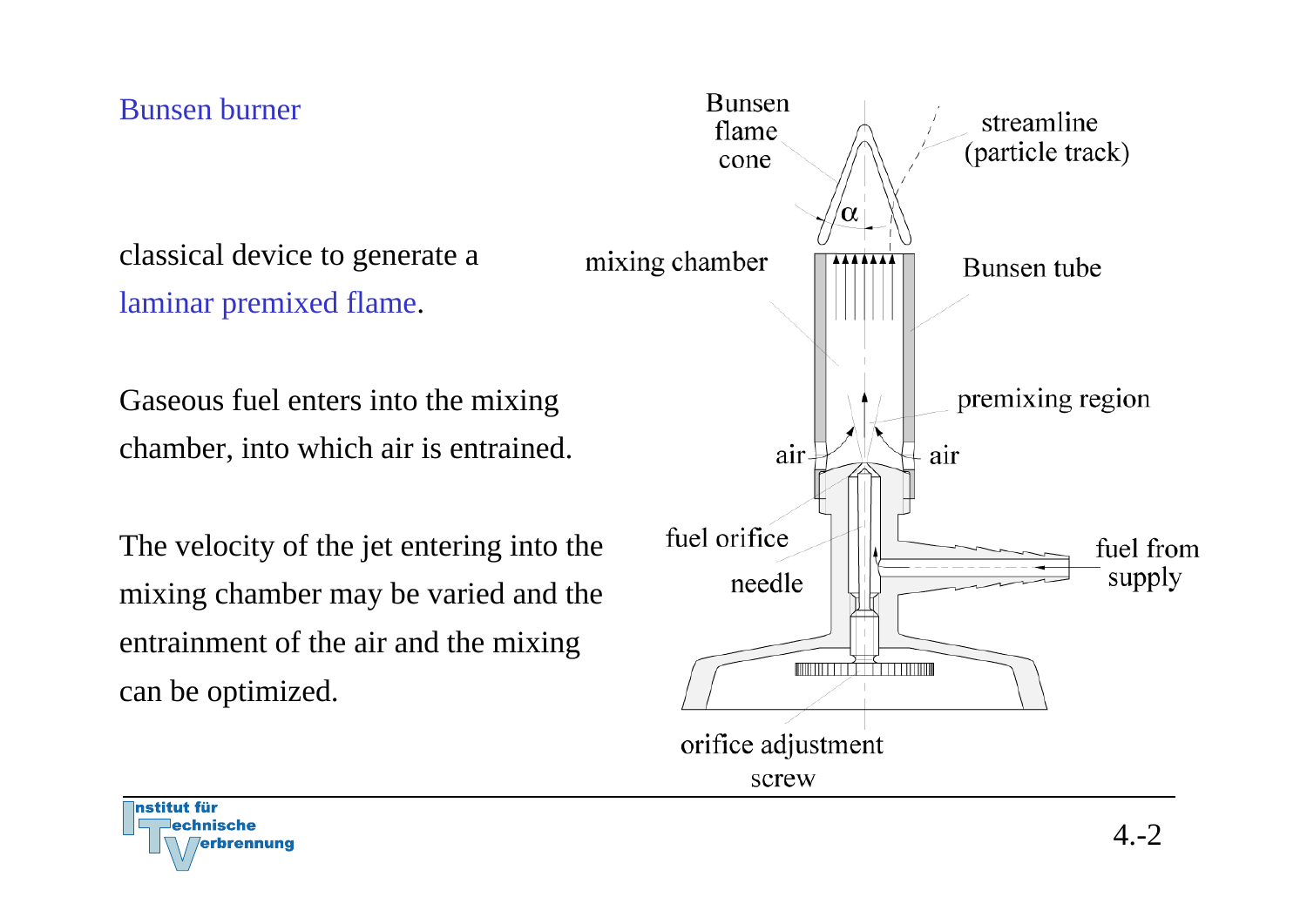## Bunsen burner

classical device to generate a laminar premixed flame.

Gaseous fuel enters into the mixing chamber, into which air is entrained.

The velocity of the jet entering into the mixing chamber may be varied and the entrainment of the air and the mixing can be optimized.

Bunsen flame cone

streamline (particle track)

$\alpha$

mixing chamber

Bunsen tube

premixing region

air

air

fuel orifice

needle

fuel from supply

orifice adjustment screw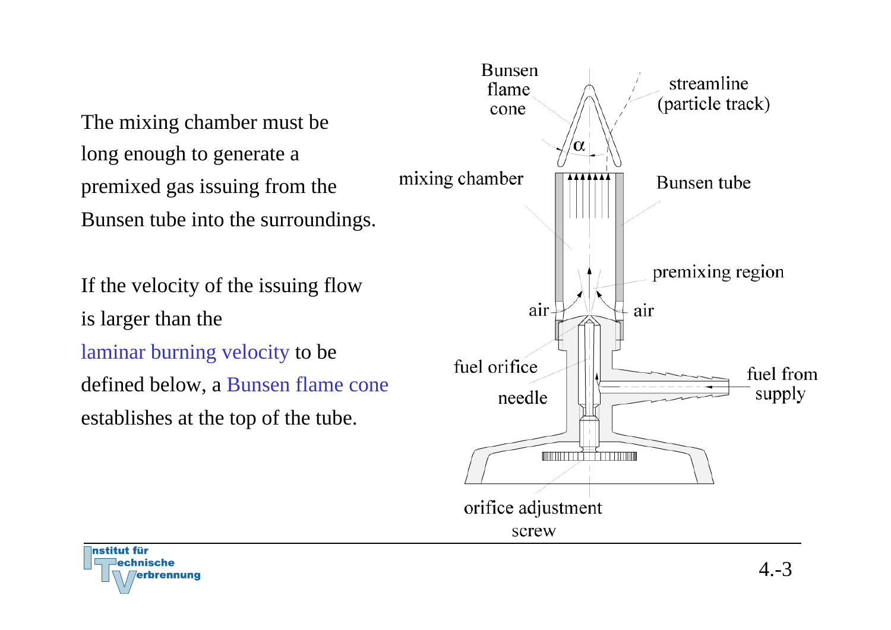The mixing chamber must be long enough to generate a premixed gas issuing from the Bunsen tube into the surroundings.

If the velocity of the issuing flow is larger than the laminar burning velocity to be defined below, a Bunsen flame cone establishes at the top of the tube.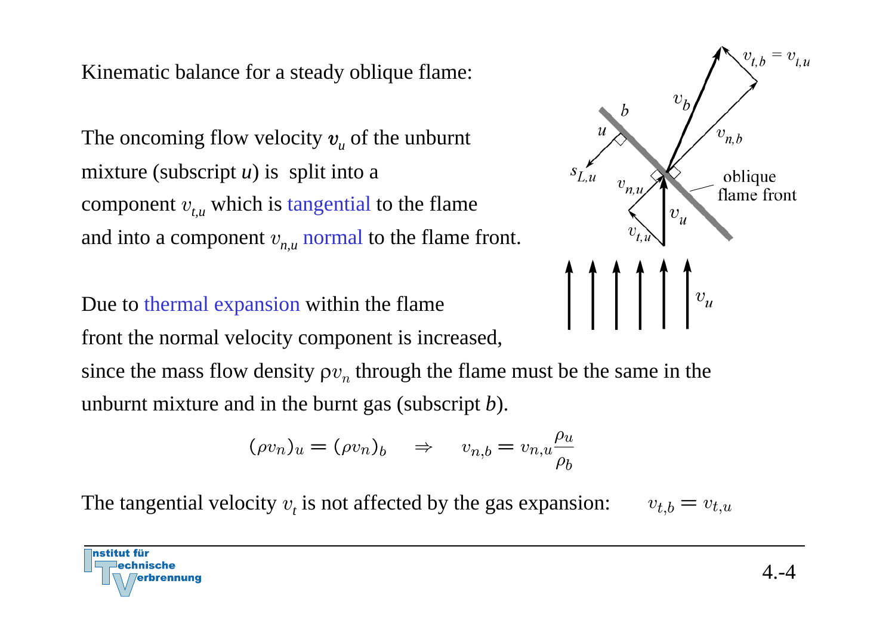Kinematic balance for a steady oblique flame:

The oncoming flow velocity $v_u$ of the unburnt mixture (subscript $u$) is split into a component $v_{t,u}$ which is tangential to the flame and into a component $v_{n,u}$ normal to the flame front.

Due to thermal expansion within the flame front the normal velocity component is increased, since the mass flow density $\rho v_n$ through the flame must be the same in the unburnt mixture and in the burnt gas (subscript $b$).

$$(\rho v_n)_u = (\rho v_n)_b \quad \Rightarrow \quad v_{n,b} = v_{n,u} \frac{\rho_u}{\rho_b}$$

The tangential velocity $v_t$ is not affected by the gas expansion: $v_{t,b} = v_{t,u}$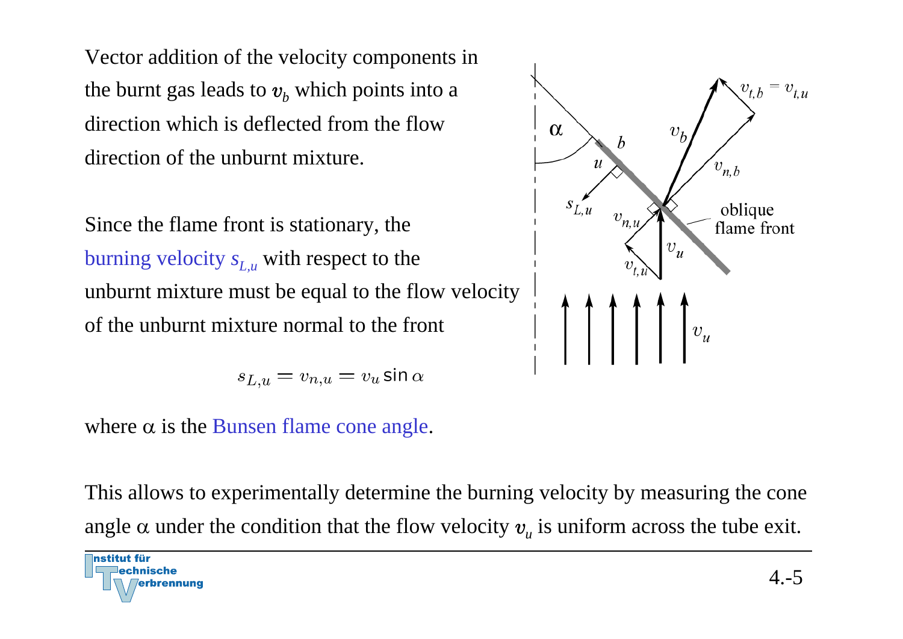Vector addition of the velocity components in the burnt gas leads to $v_b$ which points into a direction which is deflected from the flow direction of the unburnt mixture.

Since the flame front is stationary, the burning velocity $s_{L,u}$ with respect to the unburnt mixture must be equal to the flow velocity of the unburnt mixture normal to the front

$$s_{L,u} = v_{n,u} = v_u \sin \alpha$$

where $\alpha$ is the Bunsen flame cone angle.

This allows to experimentally determine the burning velocity by measuring the cone angle $\alpha$ under the condition that the flow velocity $v_u$ is uniform across the tube exit.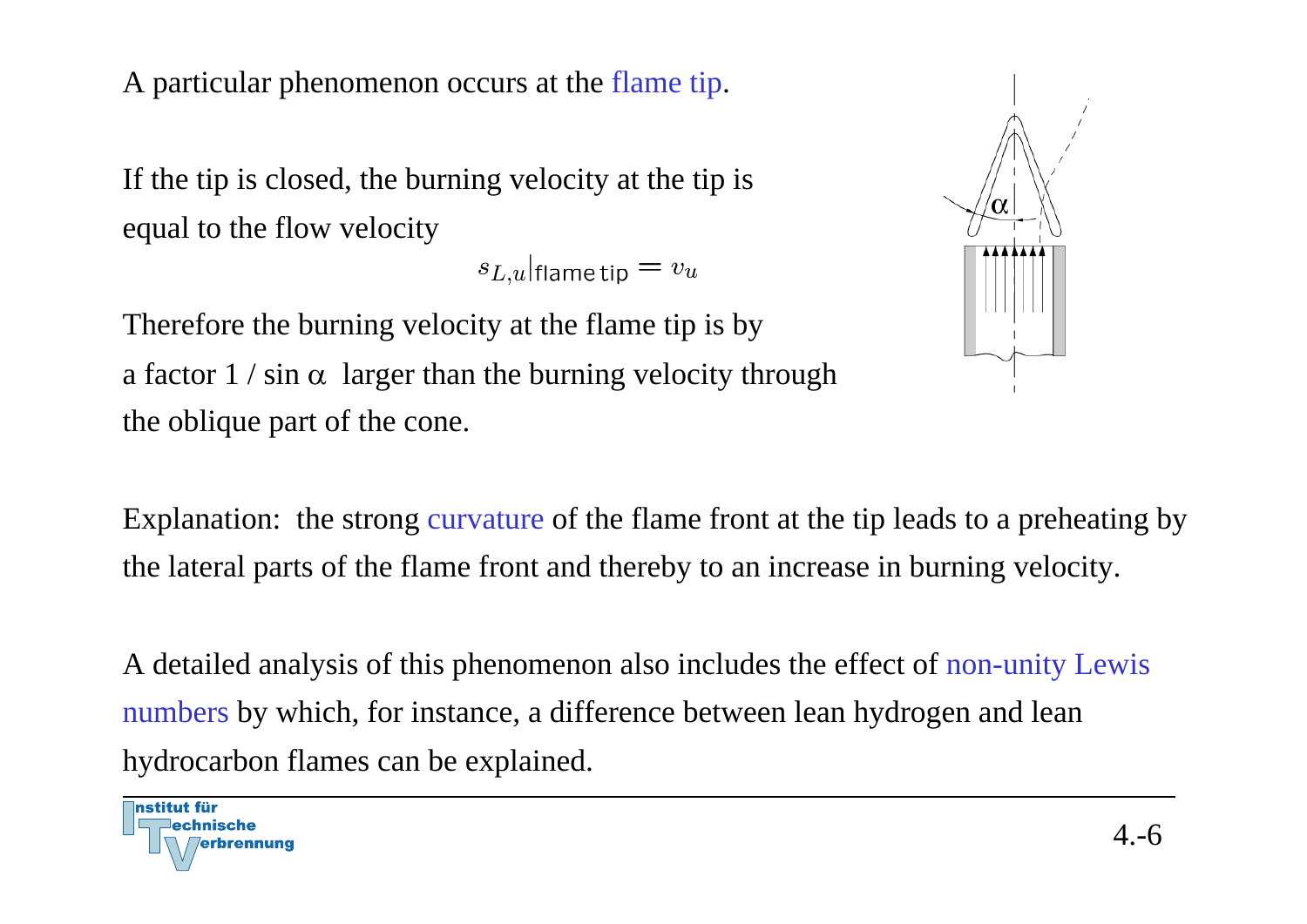A particular phenomenon occurs at the flame tip.

If the tip is closed, the burning velocity at the tip is equal to the flow velocity

$$s_{L,u}|_{\text{flame tip}} = v_u$$

Therefore the burning velocity at the flame tip is by a factor $1 / \sin \alpha$ larger than the burning velocity through the oblique part of the cone.

Explanation: the strong curvature of the flame front at the tip leads to a preheating by the lateral parts of the flame front and thereby to an increase in burning velocity.

A detailed analysis of this phenomenon also includes the effect of non-unity Lewis numbers by which, for instance, a difference between lean hydrogen and lean hydrocarbon flames can be explained.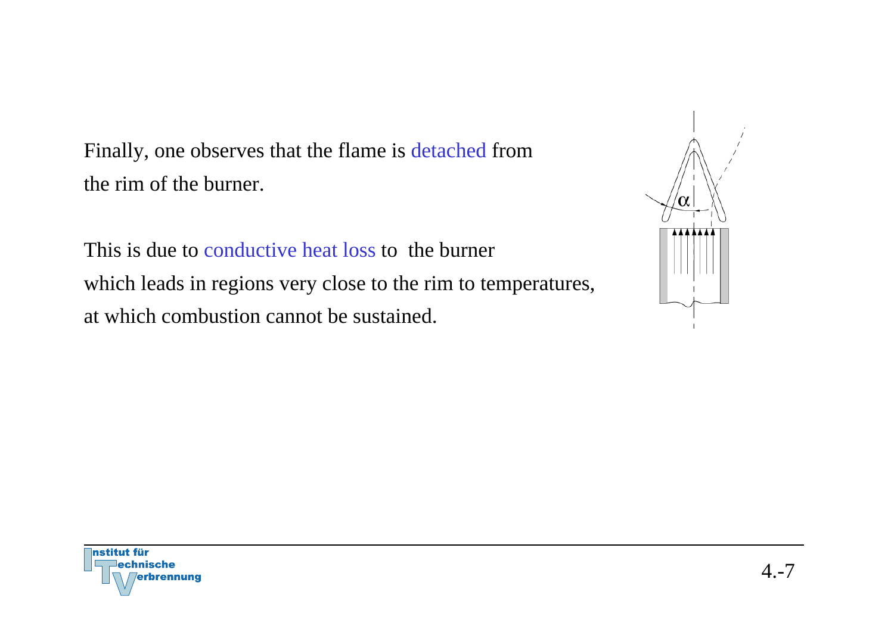Finally, one observes that the flame is detached from the rim of the burner.

This is due to conductive heat loss to the burner which leads in regions very close to the rim to temperatures, at which combustion cannot be sustained.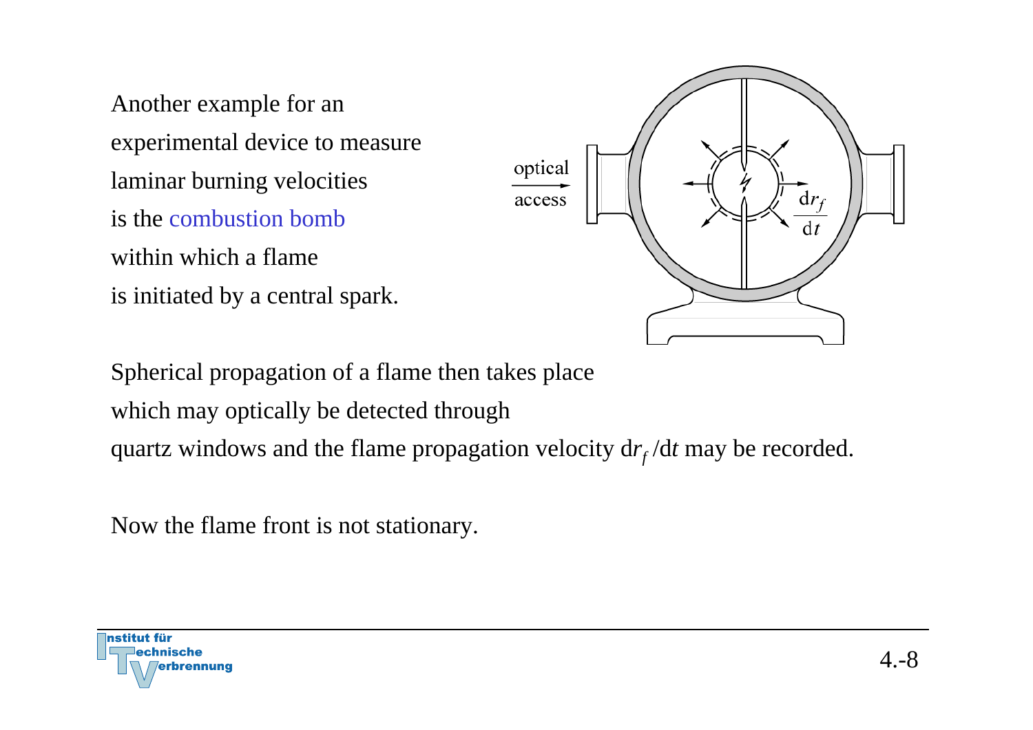Another example for an experimental device to measure laminar burning velocities is the combustion bomb within which a flame is initiated by a central spark.

Spherical propagation of a flame then takes place which may optically be detected through quartz windows and the flame propagation velocity $\mathrm{d}r_f/\mathrm{d}t$ may be recorded.

Now the flame front is not stationary.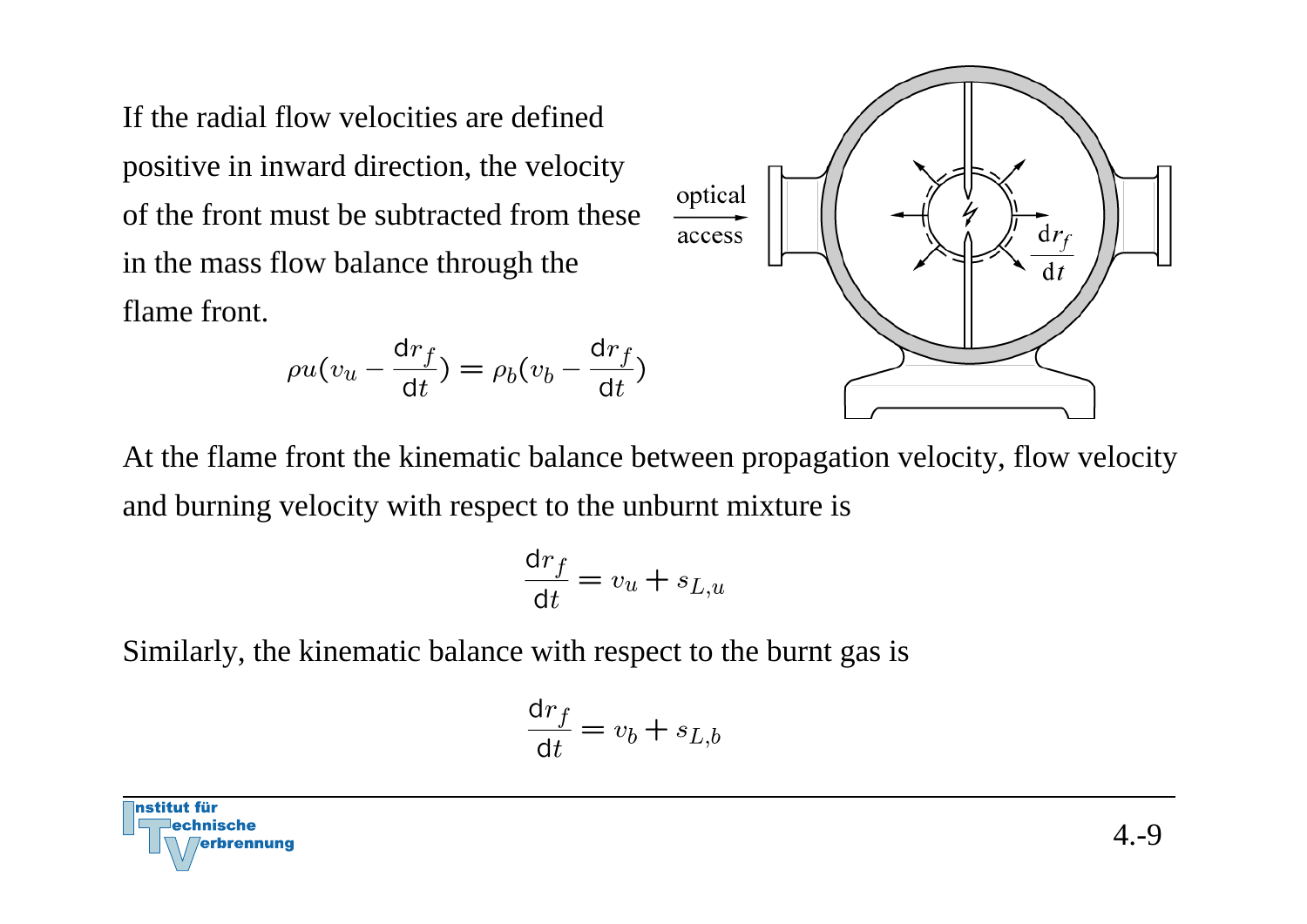If the radial flow velocities are defined positive in inward direction, the velocity of the front must be subtracted from these in the mass flow balance through the flame front.

$$\rho u(v_u - \frac{\mathrm{d}r_f}{\mathrm{d}t}) = \rho_b(v_b - \frac{\mathrm{d}r_f}{\mathrm{d}t})$$

At the flame front the kinematic balance between propagation velocity, flow velocity and burning velocity with respect to the unburnt mixture is

$$\frac{\mathrm{d}r_f}{\mathrm{d}t} = v_u + s_{L,u}$$

Similarly, the kinematic balance with respect to the burnt gas is

$$\frac{\mathrm{d}r_f}{\mathrm{d}t} = v_b + s_{L,b}$$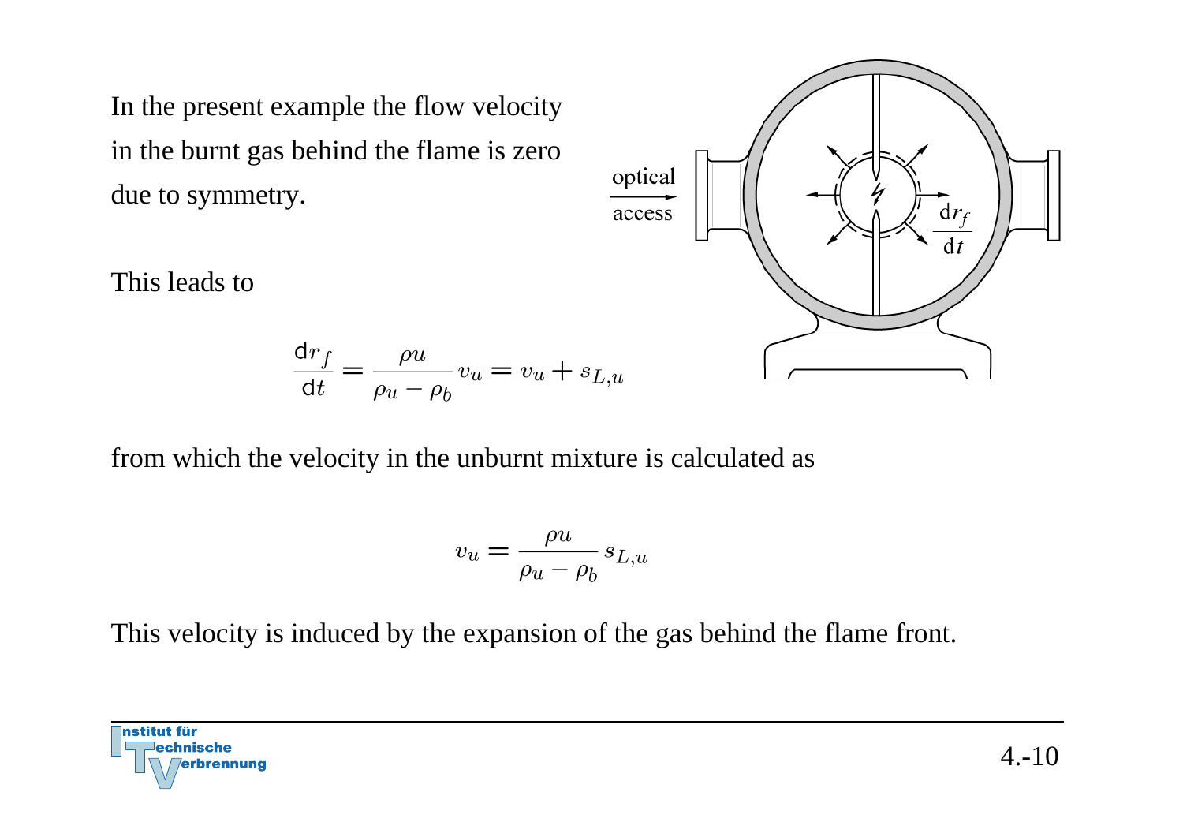In the present example the flow velocity in the burnt gas behind the flame is zero due to symmetry.

This leads to

$$\frac{\mathrm{d}r_f}{\mathrm{d}t} = \frac{\rho u}{\rho_u - \rho_b} v_u = v_u + s_{L,u}$$

from which the velocity in the unburnt mixture is calculated as

$$v_u = \frac{\rho u}{\rho_u - \rho_b} s_{L,u}$$

This velocity is induced by the expansion of the gas behind the flame front.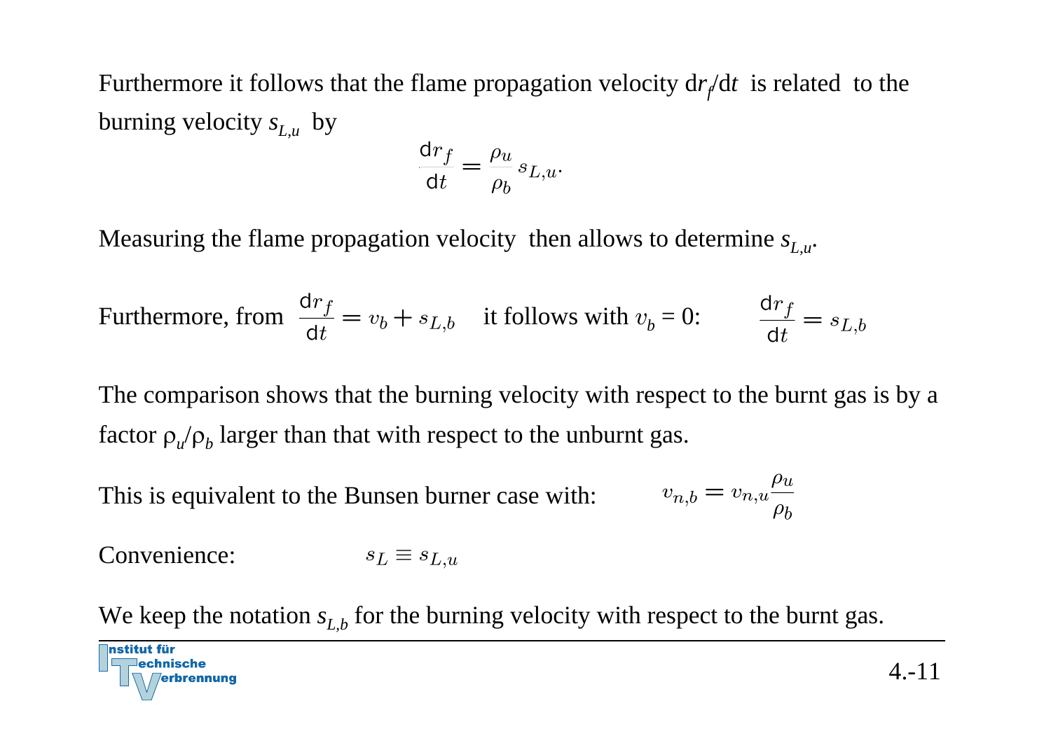Furthermore it follows that the flame propagation velocity $\mathrm{d}r_f/\mathrm{d}t$ is related to the burning velocity $s_{L,u}$ by

$$\frac{\mathrm{d}r_f}{\mathrm{d}t} = \frac{\rho_u}{\rho_b} s_{L,u}.$$

Measuring the flame propagation velocity then allows to determine $s_{L,u}$.

Furthermore, from $\dfrac{\mathrm{d}r_f}{\mathrm{d}t} = v_b + s_{L,b}$ it follows with $v_b = 0$: $\dfrac{\mathrm{d}r_f}{\mathrm{d}t} = s_{L,b}$

The comparison shows that the burning velocity with respect to the burnt gas is by a factor $\rho_u/\rho_b$ larger than that with respect to the unburnt gas.

This is equivalent to the Bunsen burner case with: $v_{n,b} = v_{n,u}\dfrac{\rho_u}{\rho_b}$

Convenience: $s_L \equiv s_{L,u}$

We keep the notation $s_{L,b}$ for the burning velocity with respect to the burnt gas.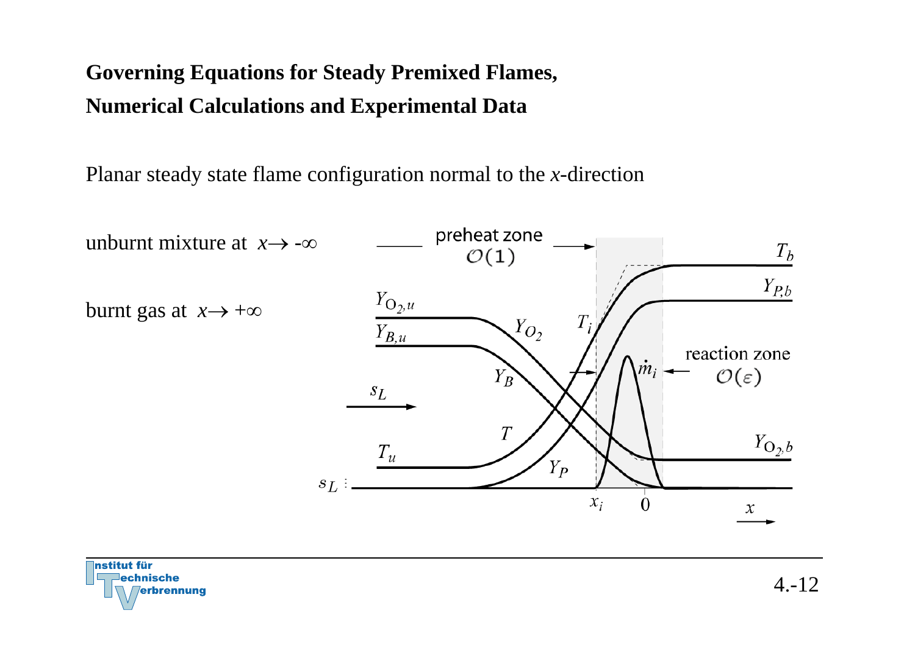## Governing Equations for Steady Premixed Flames, Numerical Calculations and Experimental Data

Planar steady state flame configuration normal to the *x*-direction

unburnt mixture at $x \rightarrow -\infty$

burnt gas at $x \rightarrow +\infty$

preheat zone $\mathcal{O}(1)$

reaction zone $\mathcal{O}(\varepsilon)$

$T_b$, $Y_{P,b}$, $Y_{O_2,u}$, $Y_{B,u}$, $Y_{O_2}$, $T_i$, $\dot{m}_i$, $Y_B$, $s_L$, $T$, $T_u$, $Y_P$, $Y_{O_2,b}$, $x_i$, $0$, $x$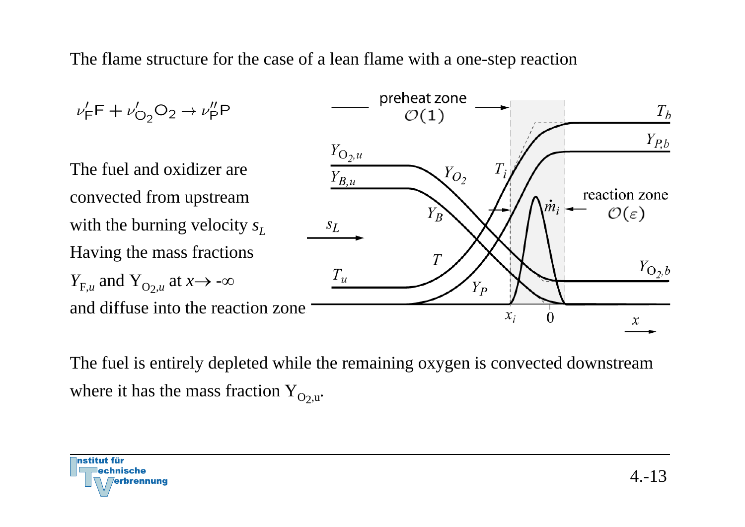The flame structure for the case of a lean flame with a one-step reaction

$$\nu'_F F + \nu'_{O_2} O_2 \rightarrow \nu''_P P$$

The fuel and oxidizer are convected from upstream with the burning velocity $s_L$. Having the mass fractions $Y_{F,u}$ and $Y_{O_2,u}$ at $x \rightarrow -\infty$ and diffuse into the reaction zone

The fuel is entirely depleted while the remaining oxygen is convected downstream where it has the mass fraction $Y_{O_2,u}$.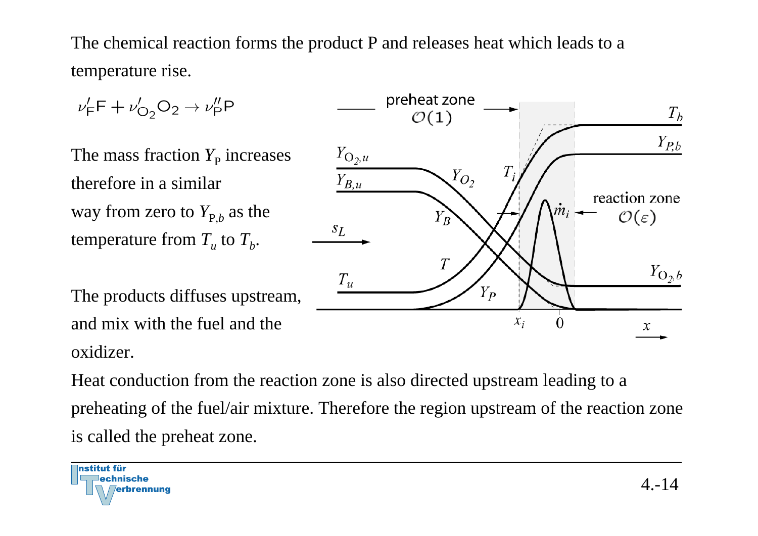The chemical reaction forms the product P and releases heat which leads to a temperature rise.

$$\nu'_F F + \nu'_{O_2} O_2 \rightarrow \nu''_P P$$

The mass fraction $Y_P$ increases therefore in a similar way from zero to $Y_{P,b}$ as the temperature from $T_u$ to $T_b$.

The products diffuses upstream, and mix with the fuel and the oxidizer.

Heat conduction from the reaction zone is also directed upstream leading to a preheating of the fuel/air mixture. Therefore the region upstream of the reaction zone is called the preheat zone.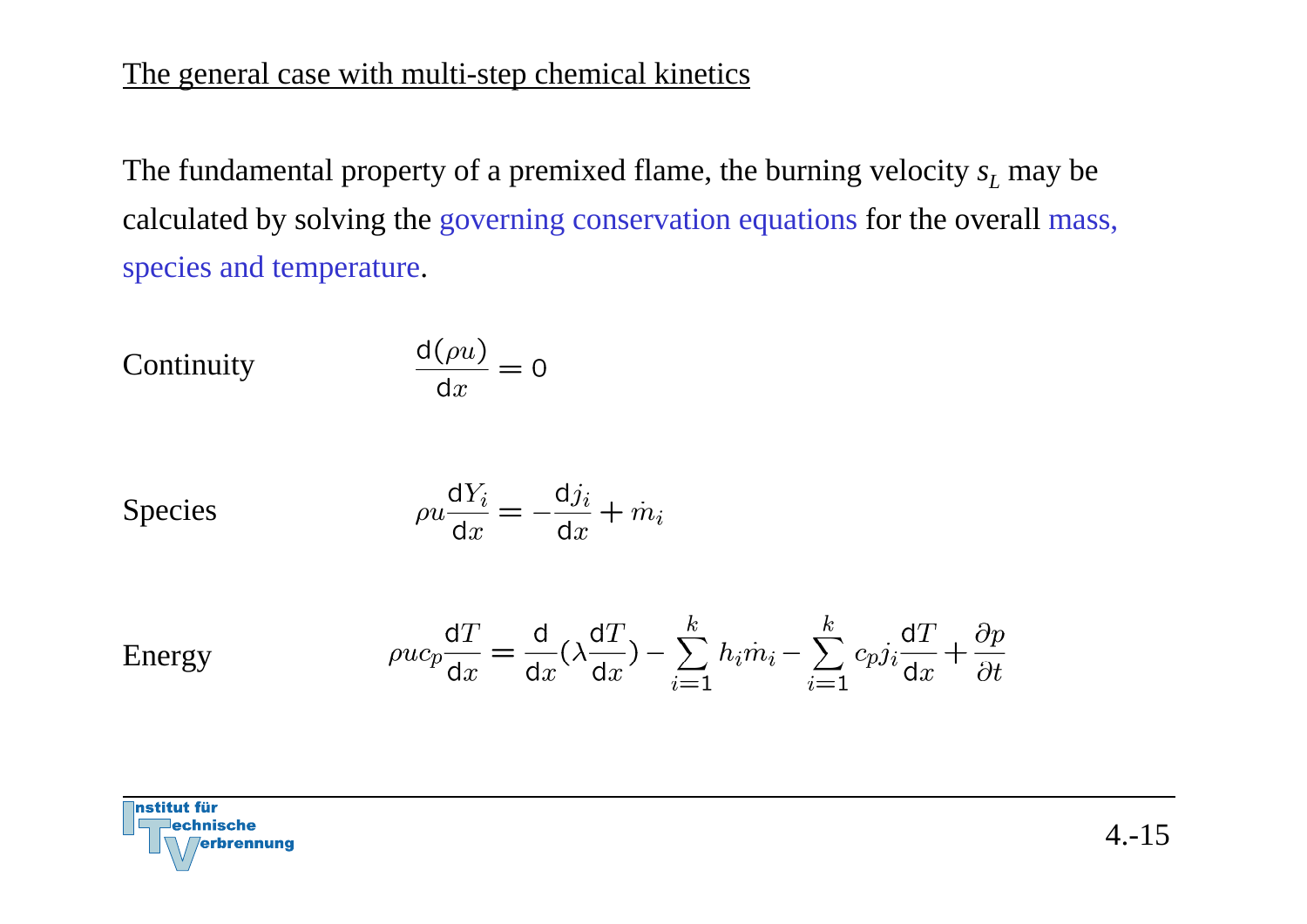## The general case with multi-step chemical kinetics

The fundamental property of a premixed flame, the burning velocity $s_L$ may be calculated by solving the governing conservation equations for the overall mass, species and temperature.

Continuity

$$\frac{\mathrm{d}(\rho u)}{\mathrm{d}x} = 0$$

Species

$$\rho u \frac{\mathrm{d}Y_i}{\mathrm{d}x} = -\frac{\mathrm{d}j_i}{\mathrm{d}x} + \dot{m}_i$$

Energy

$$\rho u c_p \frac{\mathrm{d}T}{\mathrm{d}x} = \frac{\mathrm{d}}{\mathrm{d}x}\left(\lambda \frac{\mathrm{d}T}{\mathrm{d}x}\right) - \sum_{i=1}^{k} h_i \dot{m}_i - \sum_{i=1}^{k} c_p j_i \frac{\mathrm{d}T}{\mathrm{d}x} + \frac{\partial p}{\partial t}$$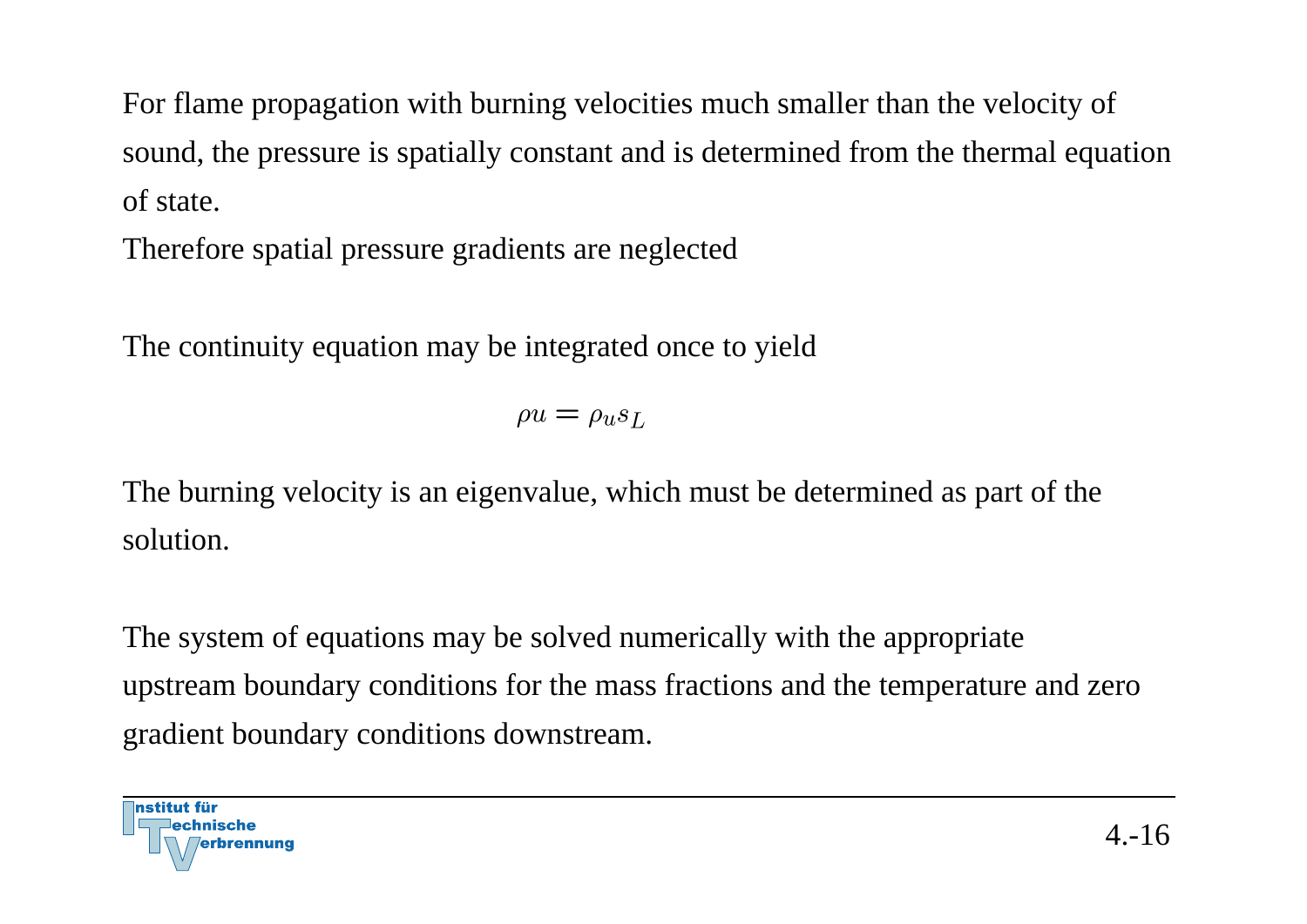For flame propagation with burning velocities much smaller than the velocity of sound, the pressure is spatially constant and is determined from the thermal equation of state.

Therefore spatial pressure gradients are neglected

The continuity equation may be integrated once to yield

$$\rho u = \rho_u s_L$$

The burning velocity is an eigenvalue, which must be determined as part of the solution.

The system of equations may be solved numerically with the appropriate upstream boundary conditions for the mass fractions and the temperature and zero gradient boundary conditions downstream.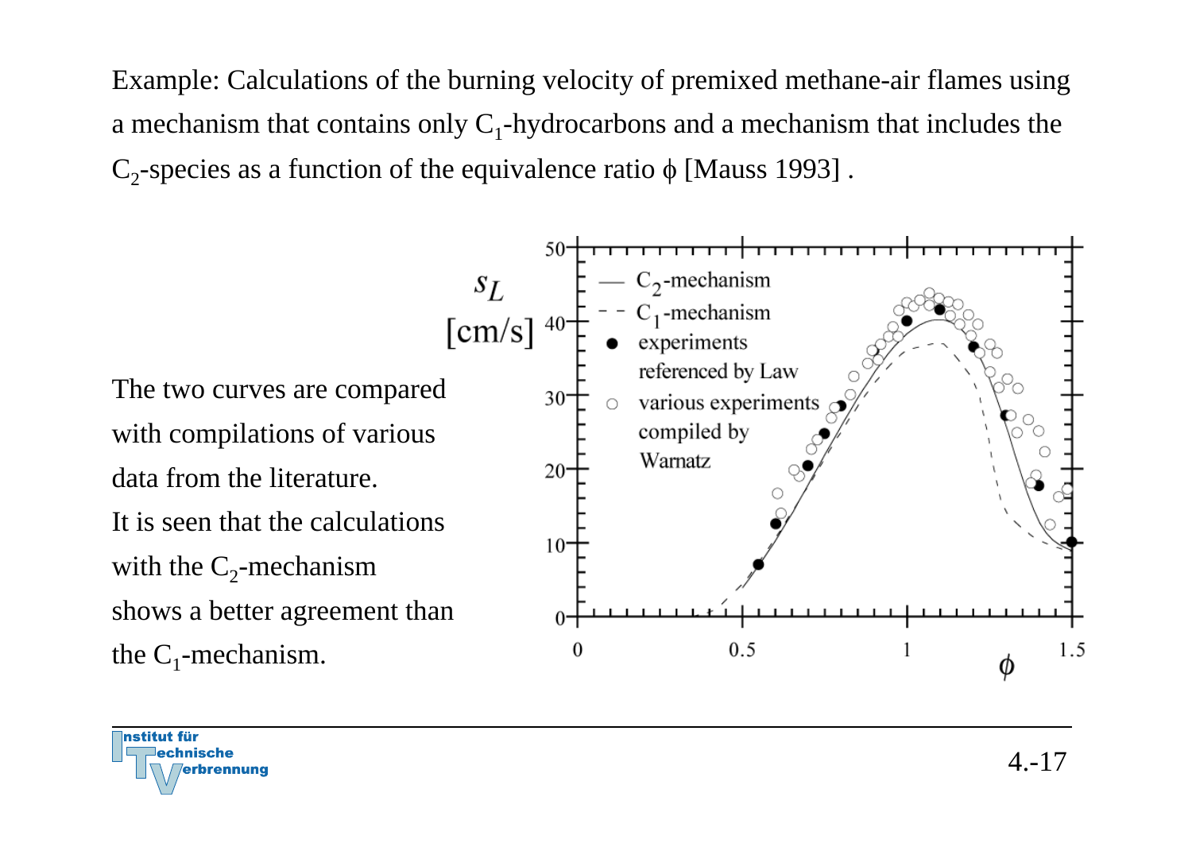Example: Calculations of the burning velocity of premixed methane-air flames using a mechanism that contains only $C_1$-hydrocarbons and a mechanism that includes the $C_2$-species as a function of the equivalence ratio $\phi$ [Mauss 1993] .

The two curves are compared with compilations of various data from the literature.
It is seen that the calculations with the $C_2$-mechanism shows a better agreement than the $C_1$-mechanism.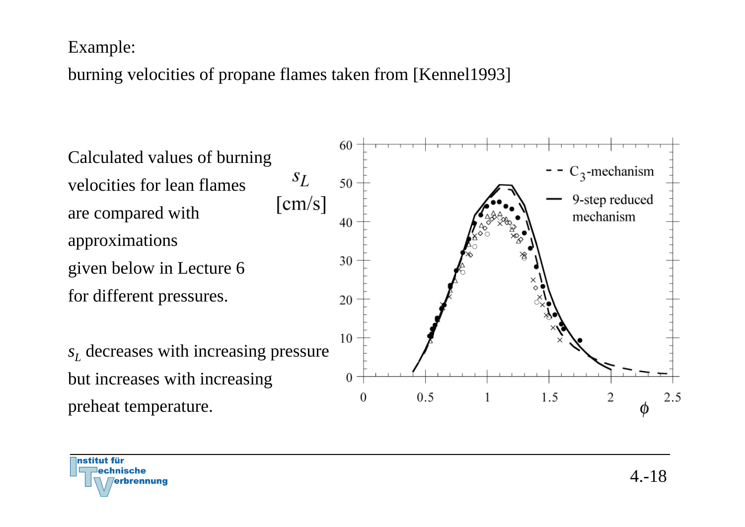Example:

burning velocities of propane flames taken from [Kennel1993]

Calculated values of burning velocities for lean flames are compared with approximations given below in Lecture 6 for different pressures.

$s_L$ decreases with increasing pressure but increases with increasing preheat temperature.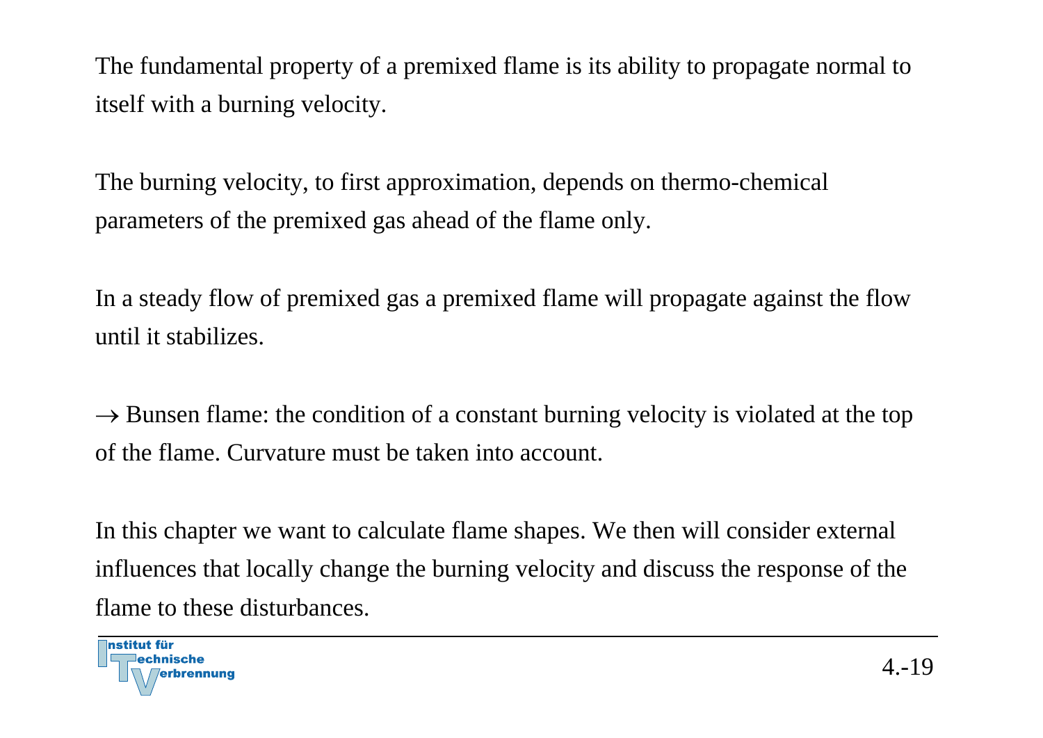The fundamental property of a premixed flame is its ability to propagate normal to itself with a burning velocity.

The burning velocity, to first approximation, depends on thermo-chemical parameters of the premixed gas ahead of the flame only.

In a steady flow of premixed gas a premixed flame will propagate against the flow until it stabilizes.

$\rightarrow$ Bunsen flame: the condition of a constant burning velocity is violated at the top of the flame. Curvature must be taken into account.

In this chapter we want to calculate flame shapes. We then will consider external influences that locally change the burning velocity and discuss the response of the flame to these disturbances.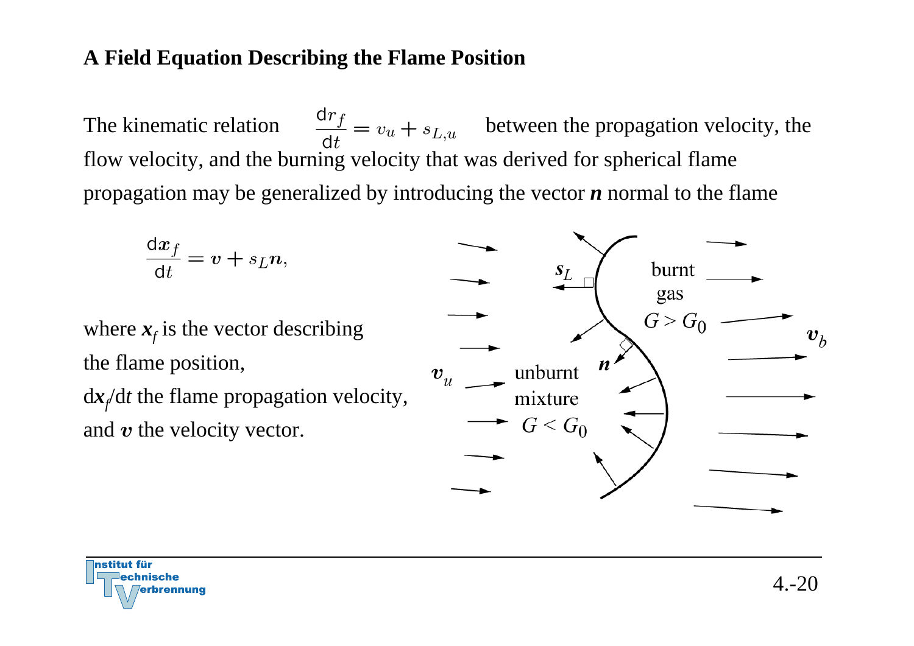## A Field Equation Describing the Flame Position

The kinematic relation $\frac{\mathrm{d}r_f}{\mathrm{d}t} = v_u + s_{L,u}$ between the propagation velocity, the flow velocity, and the burning velocity that was derived for spherical flame propagation may be generalized by introducing the vector $\boldsymbol{n}$ normal to the flame

$$\frac{\mathrm{d}\boldsymbol{x}_f}{\mathrm{d}t} = \boldsymbol{v} + s_L \boldsymbol{n},$$

where $\boldsymbol{x}_f$ is the vector describing the flame position,

$\mathrm{d}\boldsymbol{x}_f/\mathrm{d}t$ the flame propagation velocity,

and $\boldsymbol{v}$ the velocity vector.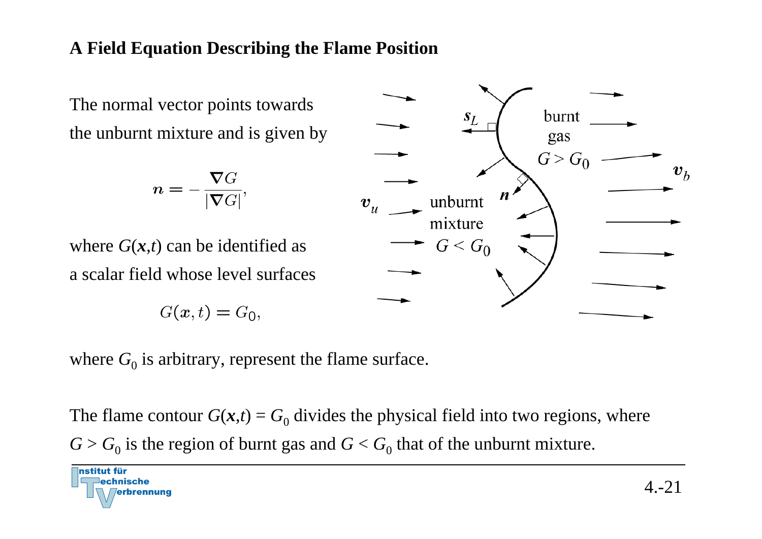# A Field Equation Describing the Flame Position

The normal vector points towards the unburnt mixture and is given by

$$\boldsymbol{n} = -\frac{\nabla G}{|\nabla G|},$$

where $G(\boldsymbol{x},t)$ can be identified as a scalar field whose level surfaces

$$G(\boldsymbol{x}, t) = G_0,$$

where $G_0$ is arbitrary, represent the flame surface.

The flame contour $G(\boldsymbol{x},t) = G_0$ divides the physical field into two regions, where $G > G_0$ is the region of burnt gas and $G < G_0$ that of the unburnt mixture.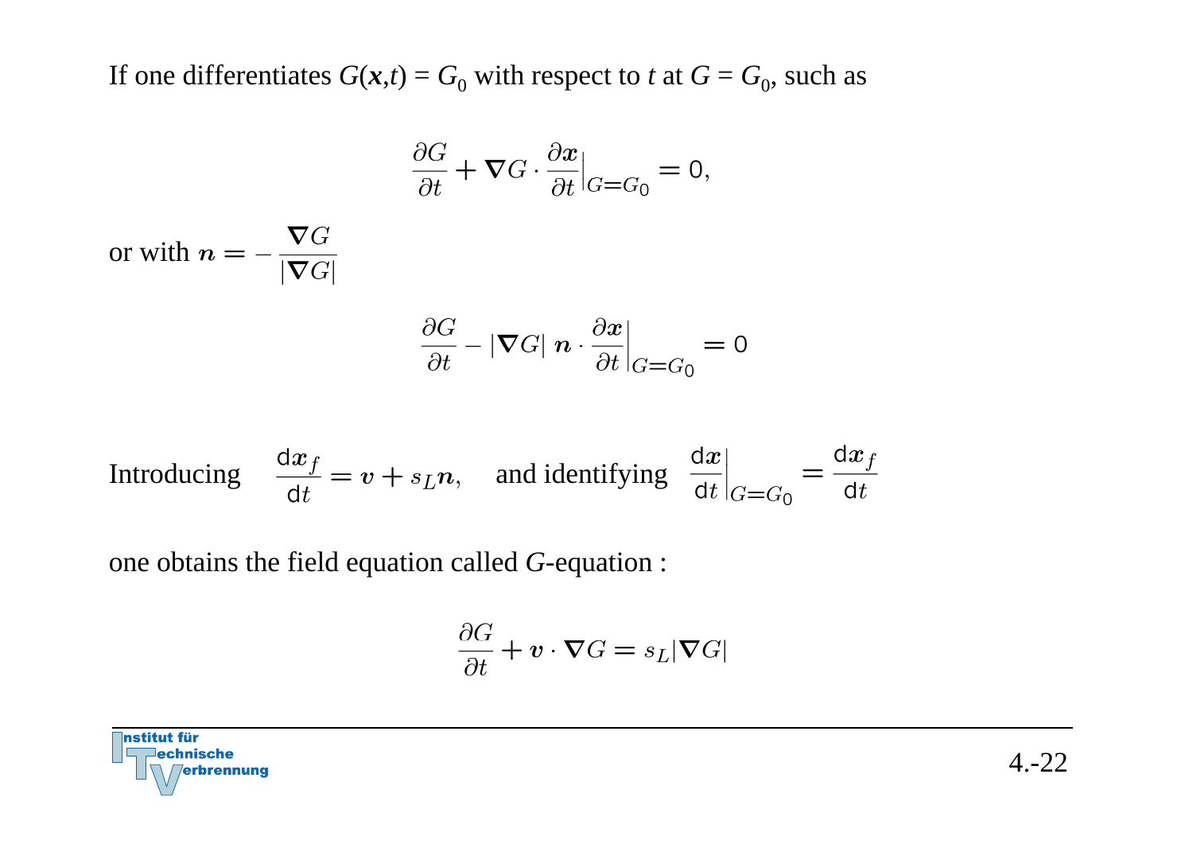If one differentiates $G(\boldsymbol{x},t) = G_0$ with respect to $t$ at $G = G_0$, such as

$$\frac{\partial G}{\partial t} + \nabla G \cdot \frac{\partial \boldsymbol{x}}{\partial t}\Big|_{G=G_0} = 0,$$

or with $\boldsymbol{n} = -\dfrac{\nabla G}{|\nabla G|}$

$$\frac{\partial G}{\partial t} - |\nabla G|\; \boldsymbol{n} \cdot \frac{\partial \boldsymbol{x}}{\partial t}\Big|_{G=G_0} = 0$$

Introducing $\quad \dfrac{\mathrm{d}\boldsymbol{x}_f}{\mathrm{d}t} = \boldsymbol{v} + s_L \boldsymbol{n}, \quad$ and identifying $\quad \dfrac{\mathrm{d}\boldsymbol{x}}{\mathrm{d}t}\Big|_{G=G_0} = \dfrac{\mathrm{d}\boldsymbol{x}_f}{\mathrm{d}t}$

one obtains the field equation called $G$-equation :

$$\frac{\partial G}{\partial t} + \boldsymbol{v} \cdot \nabla G = s_L |\nabla G|$$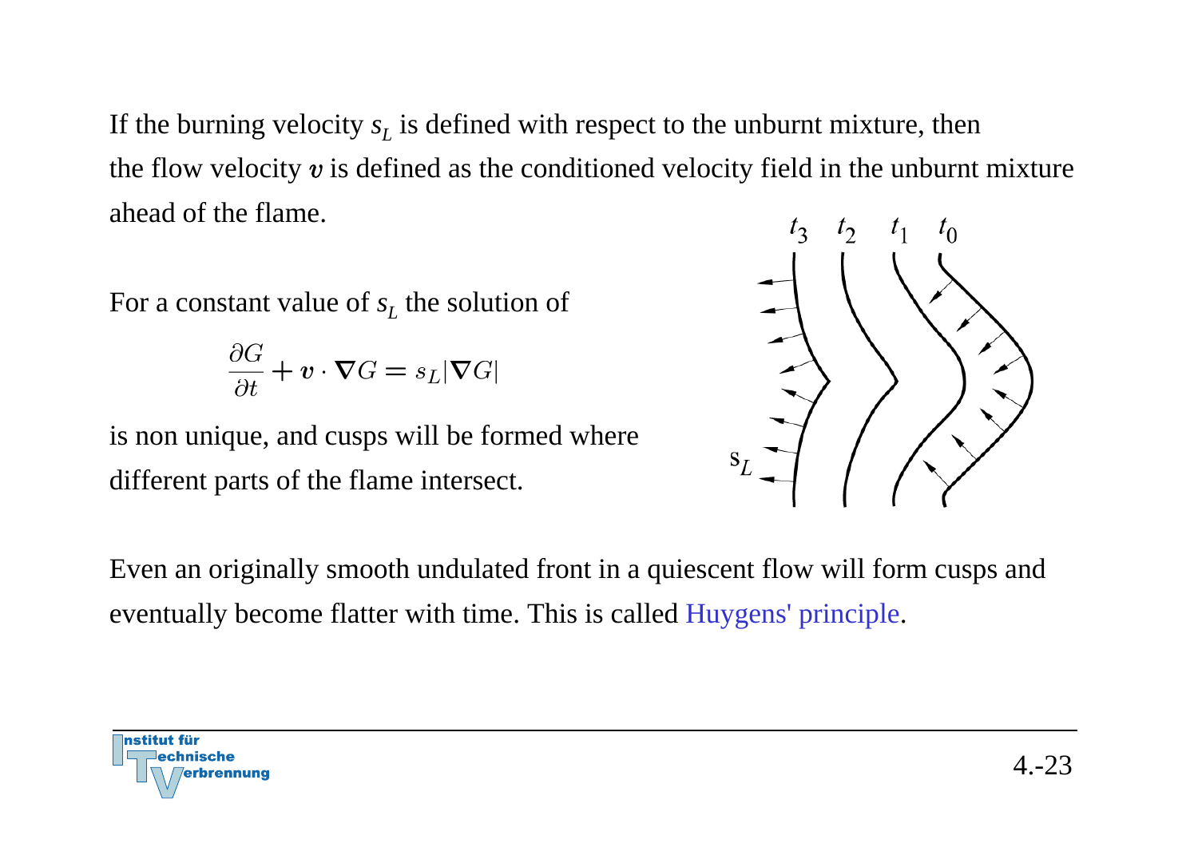If the burning velocity $s_L$ is defined with respect to the unburnt mixture, then the flow velocity $\boldsymbol{v}$ is defined as the conditioned velocity field in the unburnt mixture ahead of the flame.

For a constant value of $s_L$ the solution of

$$\frac{\partial G}{\partial t} + \boldsymbol{v} \cdot \boldsymbol{\nabla} G = s_L |\boldsymbol{\nabla} G|$$

is non unique, and cusps will be formed where different parts of the flame intersect.

Even an originally smooth undulated front in a quiescent flow will form cusps and eventually become flatter with time. This is called Huygens' principle.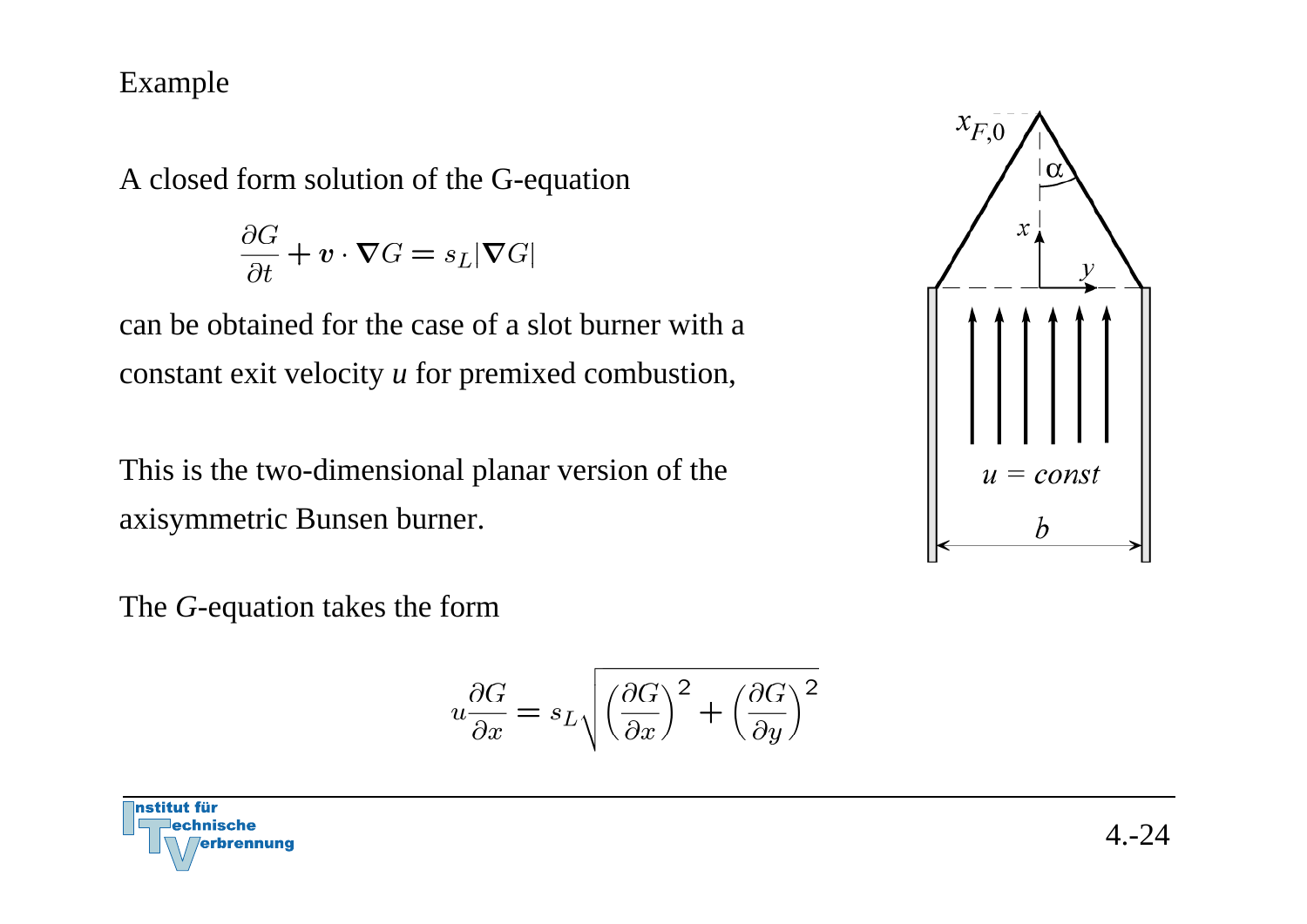Example

A closed form solution of the G-equation

$$\frac{\partial G}{\partial t} + \boldsymbol{v} \cdot \boldsymbol{\nabla} G = s_L |\boldsymbol{\nabla} G|$$

can be obtained for the case of a slot burner with a constant exit velocity $u$ for premixed combustion,

This is the two-dimensional planar version of the axisymmetric Bunsen burner.

The $G$-equation takes the form

$$u \frac{\partial G}{\partial x} = s_L \sqrt{\left(\frac{\partial G}{\partial x}\right)^2 + \left(\frac{\partial G}{\partial y}\right)^2}$$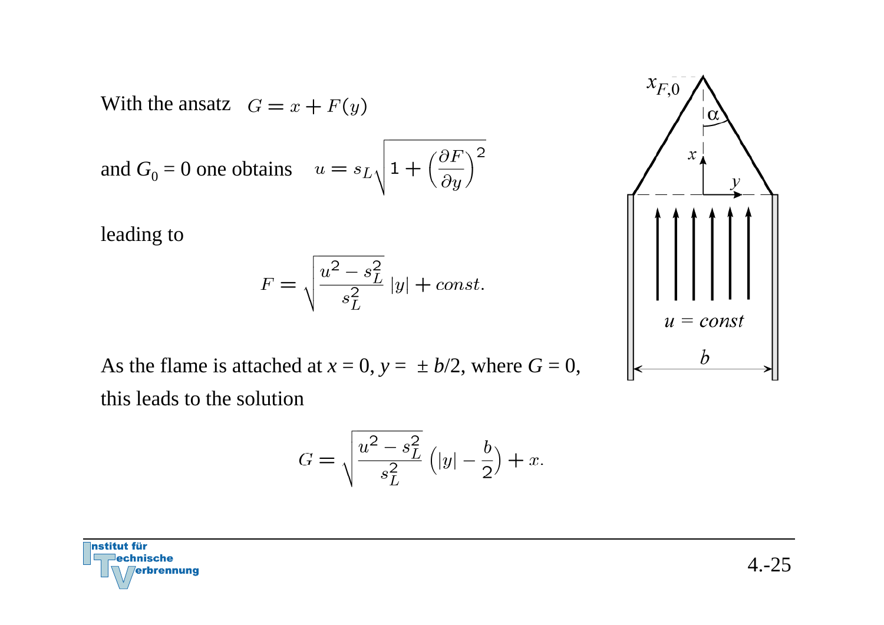With the ansatz $G = x + F(y)$

and $G_0 = 0$ one obtains $u = s_L \sqrt{1 + \left(\frac{\partial F}{\partial y}\right)^2}$

leading to

$$F = \sqrt{\frac{u^2 - s_L^2}{s_L^2}}\, |y| + const.$$

As the flame is attached at $x = 0$, $y = \pm\, b/2$, where $G = 0$, this leads to the solution

$$G = \sqrt{\frac{u^2 - s_L^2}{s_L^2}} \left(|y| - \frac{b}{2}\right) + x.$$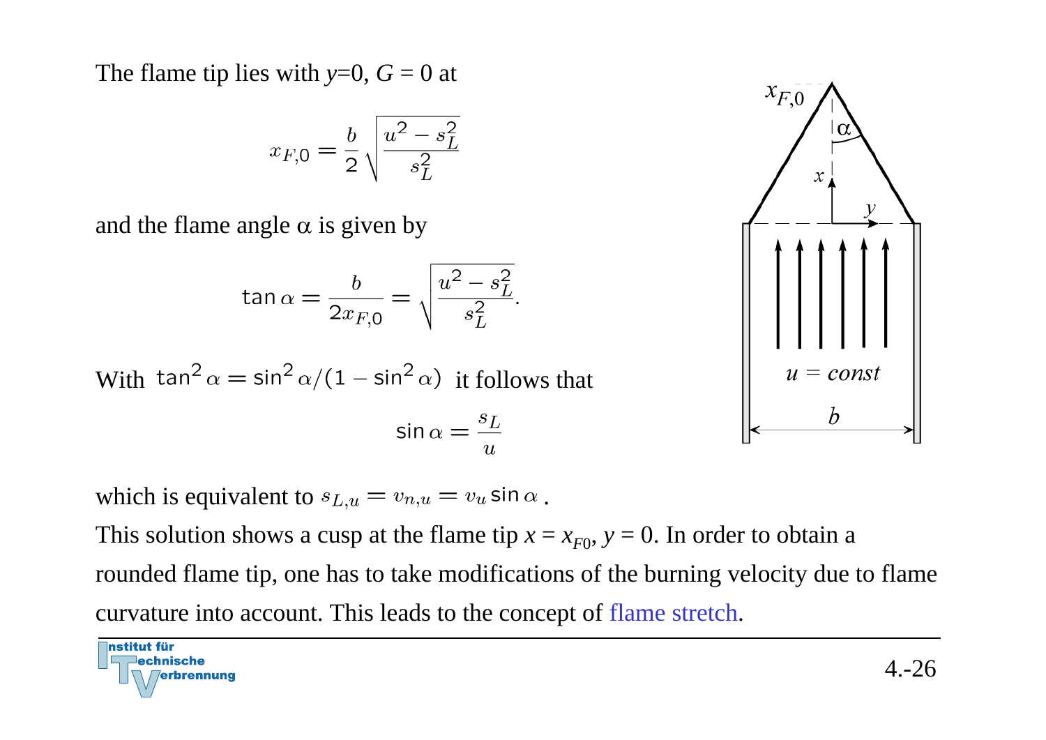The flame tip lies with $y$=0, $G$ = 0 at

$$x_{F,0} = \frac{b}{2}\sqrt{\frac{u^2 - s_L^2}{s_L^2}}$$

and the flame angle α is given by

$$\tan\alpha = \frac{b}{2x_{F,0}} = \sqrt{\frac{u^2 - s_L^2}{s_L^2}}.$$

With $\tan^2\alpha = \sin^2\alpha/(1-\sin^2\alpha)$ it follows that

$$\sin\alpha = \frac{s_L}{u}$$

which is equivalent to $s_{L,u} = v_{n,u} = v_u \sin\alpha$ .

This solution shows a cusp at the flame tip $x = x_{F0}$, $y = 0$. In order to obtain a rounded flame tip, one has to take modifications of the burning velocity due to flame curvature into account. This leads to the concept of flame stretch.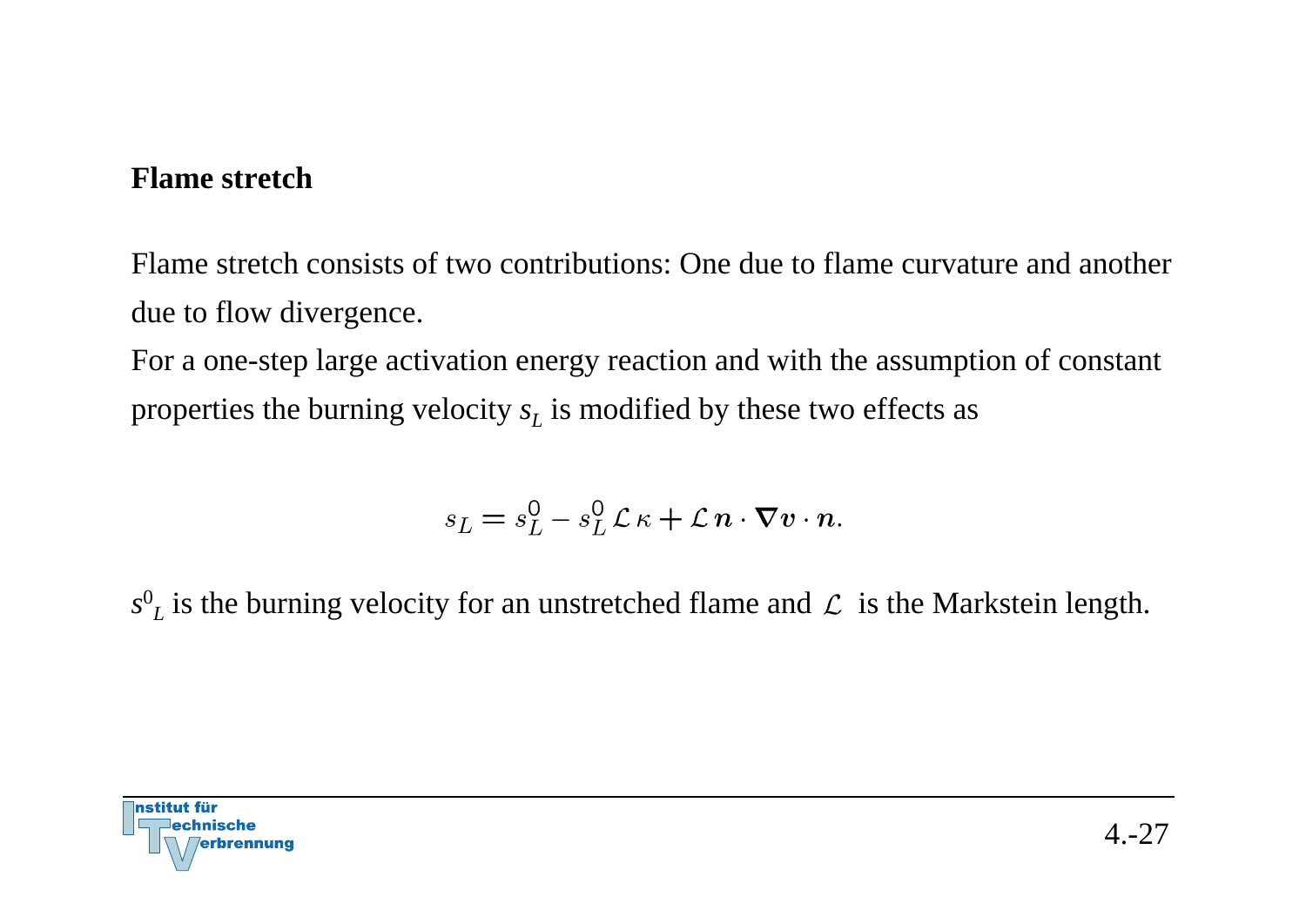## Flame stretch

Flame stretch consists of two contributions: One due to flame curvature and another due to flow divergence.

For a one-step large activation energy reaction and with the assumption of constant properties the burning velocity $s_L$ is modified by these two effects as

$$s_L = s_L^0 - s_L^0\,\mathcal{L}\,\kappa + \mathcal{L}\,\boldsymbol{n}\cdot\boldsymbol{\nabla}\boldsymbol{v}\cdot\boldsymbol{n}.$$

$s^0_L$ is the burning velocity for an unstretched flame and $\mathcal{L}$ is the Markstein length.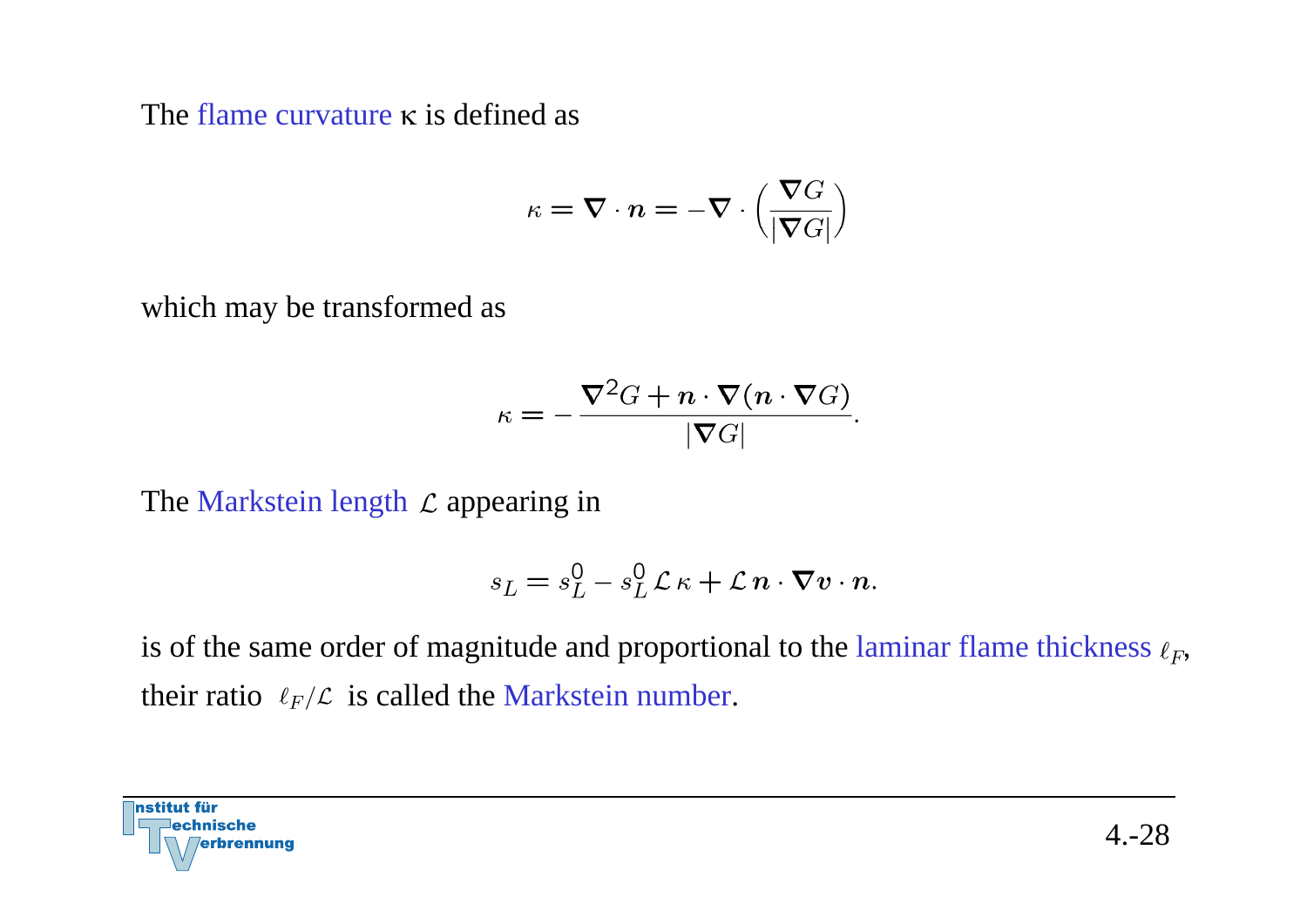The flame curvature $\kappa$ is defined as

$$\kappa = \nabla \cdot \boldsymbol{n} = -\nabla \cdot \left( \frac{\nabla G}{|\nabla G|} \right)$$

which may be transformed as

$$\kappa = -\frac{\nabla^2 G + \boldsymbol{n} \cdot \nabla (\boldsymbol{n} \cdot \nabla G)}{|\nabla G|}.$$

The Markstein length $\mathcal{L}$ appearing in

$$s_L = s_L^0 - s_L^0 \, \mathcal{L} \, \kappa + \mathcal{L} \, \boldsymbol{n} \cdot \nabla \boldsymbol{v} \cdot \boldsymbol{n}.$$

is of the same order of magnitude and proportional to the laminar flame thickness $\ell_F$, their ratio $\ell_F / \mathcal{L}$ is called the Markstein number.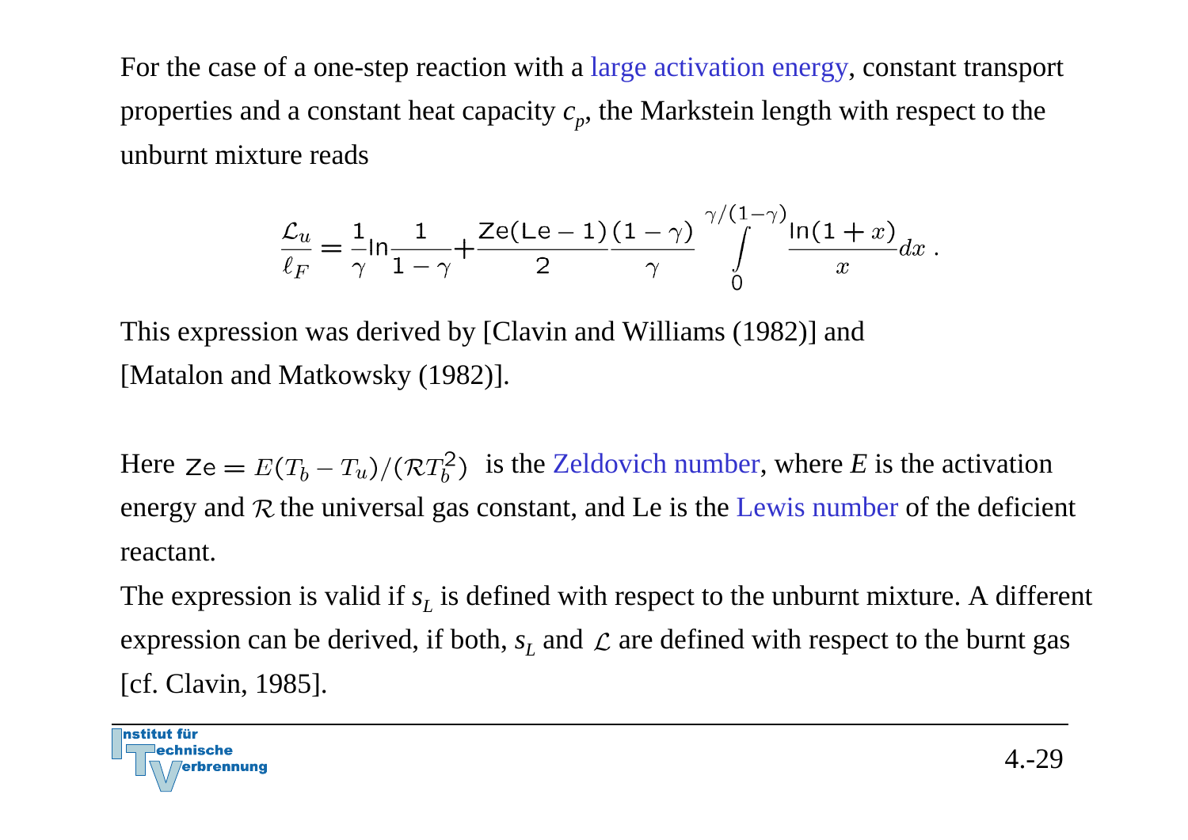For the case of a one-step reaction with a large activation energy, constant transport properties and a constant heat capacity $c_p$, the Markstein length with respect to the unburnt mixture reads

$$\frac{\mathcal{L}_u}{\ell_F} = \frac{1}{\gamma}\ln\frac{1}{1-\gamma} + \frac{\mathrm{Ze}(\mathrm{Le}-1)}{2}\frac{(1-\gamma)}{\gamma}\int_0^{\gamma/(1-\gamma)}\frac{\ln(1+x)}{x}dx\ .$$

This expression was derived by [Clavin and Williams (1982)] and [Matalon and Matkowsky (1982)].

Here $\mathrm{Ze} = E(T_b - T_u)/(\mathcal{R}T_b^2)$ is the Zeldovich number, where $E$ is the activation energy and $\mathcal{R}$ the universal gas constant, and Le is the Lewis number of the deficient reactant.

The expression is valid if $s_L$ is defined with respect to the unburnt mixture. A different expression can be derived, if both, $s_L$ and $\mathcal{L}$ are defined with respect to the burnt gas [cf. Clavin, 1985].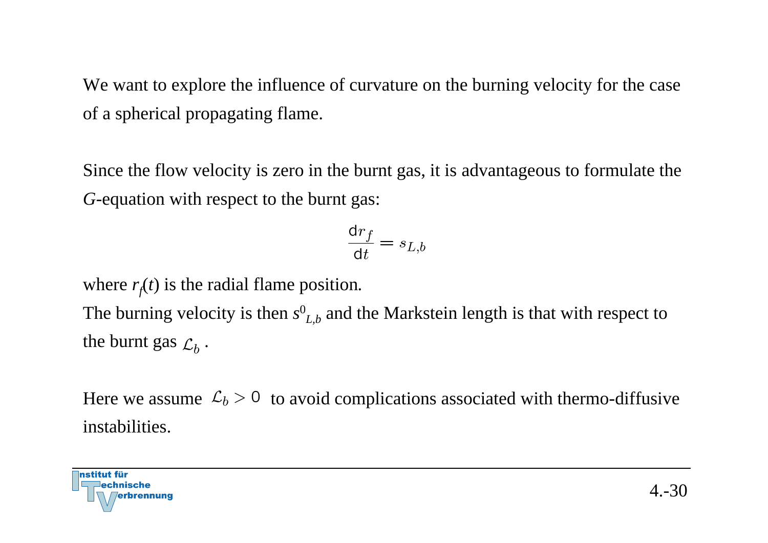We want to explore the influence of curvature on the burning velocity for the case of a spherical propagating flame.

Since the flow velocity is zero in the burnt gas, it is advantageous to formulate the *G*-equation with respect to the burnt gas:

$$\frac{\mathrm{d}r_f}{\mathrm{d}t} = s_{L,b}$$

where $r_f(t)$ is the radial flame position.
The burning velocity is then $s^0_{L,b}$ and the Markstein length is that with respect to the burnt gas $\mathcal{L}_b$ .

Here we assume $\mathcal{L}_b > 0$ to avoid complications associated with thermo-diffusive instabilities.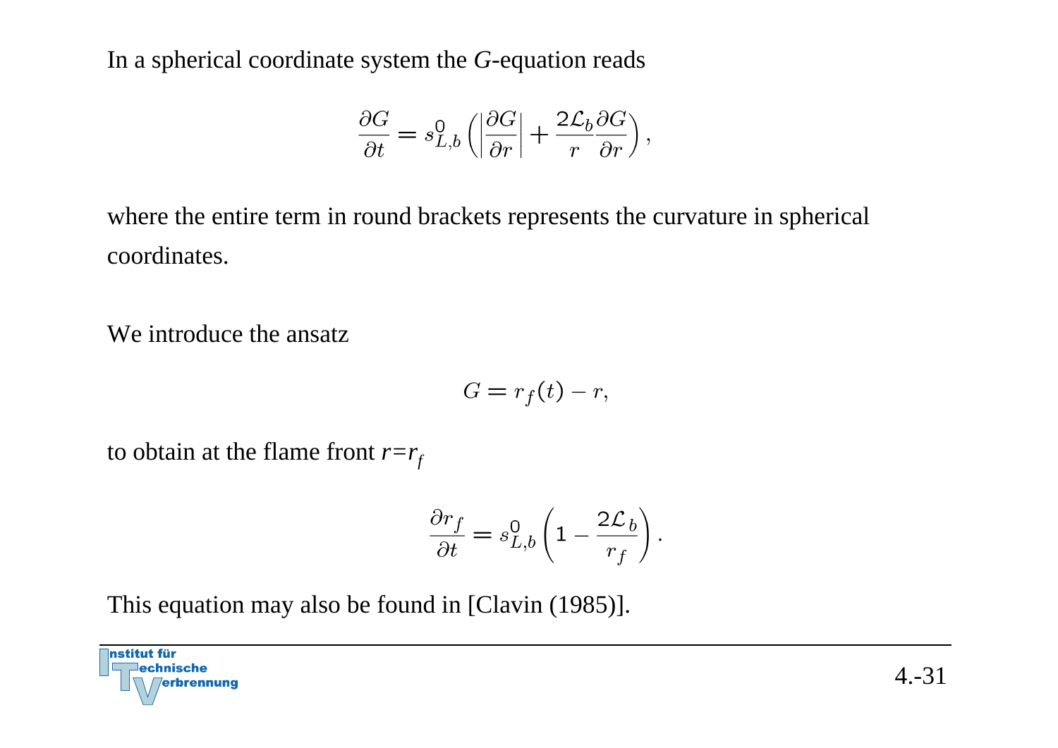In a spherical coordinate system the $G$-equation reads

$$\frac{\partial G}{\partial t} = s_{L,b}^0 \left( \left| \frac{\partial G}{\partial r} \right| + \frac{2\mathcal{L}_b}{r} \frac{\partial G}{\partial r} \right),$$

where the entire term in round brackets represents the curvature in spherical coordinates.

We introduce the ansatz

$$G = r_f(t) - r,$$

to obtain at the flame front $r=r_f$

$$\frac{\partial r_f}{\partial t} = s_{L,b}^0 \left( 1 - \frac{2\mathcal{L}_b}{r_f} \right).$$

This equation may also be found in [Clavin (1985)].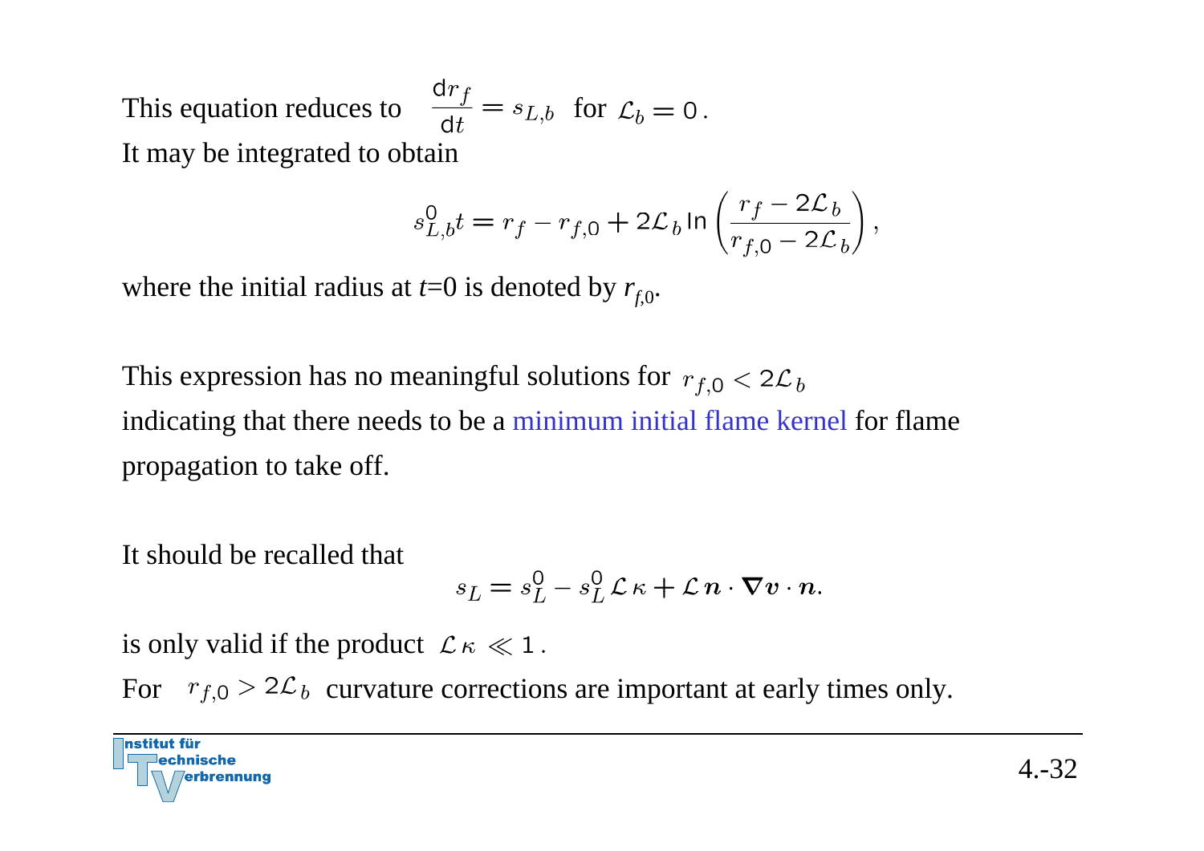This equation reduces to $\frac{\mathrm{d}r_f}{\mathrm{d}t} = s_{L,b}$ for $\mathcal{L}_b = 0$.

It may be integrated to obtain

$$s_{L,b}^0 t = r_f - r_{f,0} + 2\mathcal{L}_b \ln\left(\frac{r_f - 2\mathcal{L}_b}{r_{f,0} - 2\mathcal{L}_b}\right),$$

where the initial radius at $t$=0 is denoted by $r_{f,0}$.

This expression has no meaningful solutions for $r_{f,0} < 2\mathcal{L}_b$ indicating that there needs to be a minimum initial flame kernel for flame propagation to take off.

It should be recalled that

$$s_L = s_L^0 - s_L^0 \mathcal{L}\kappa + \mathcal{L}\boldsymbol{n}\cdot\boldsymbol{\nabla v}\cdot\boldsymbol{n}.$$

is only valid if the product $\mathcal{L}\kappa \ll 1$.

For $r_{f,0} > 2\mathcal{L}_b$ curvature corrections are important at early times only.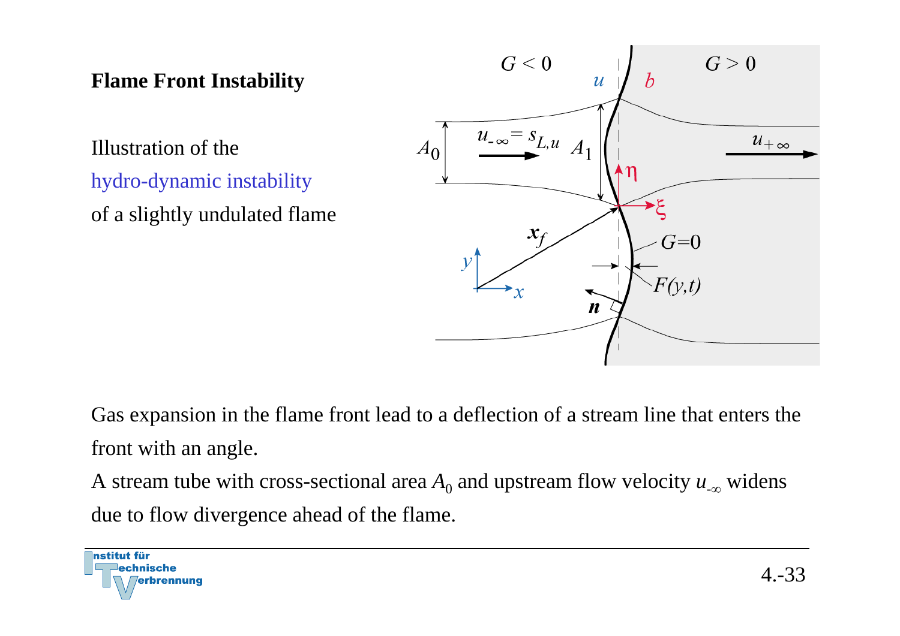## Flame Front Instability

Illustration of the hydro-dynamic instability of a slightly undulated flame

Gas expansion in the flame front lead to a deflection of a stream line that enters the front with an angle.

A stream tube with cross-sectional area $A_0$ and upstream flow velocity $u_{-\infty}$ widens due to flow divergence ahead of the flame.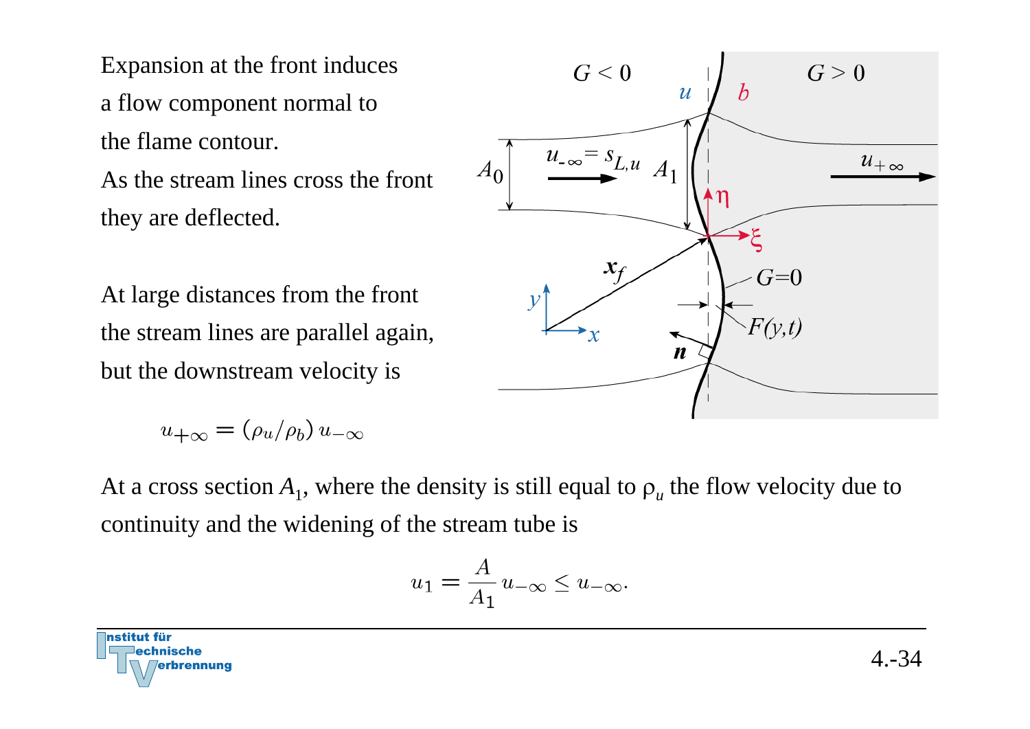Expansion at the front induces a flow component normal to the flame contour.
As the stream lines cross the front they are deflected.

At large distances from the front the stream lines are parallel again, but the downstream velocity is

$$u_{+\infty} = (\rho_u/\rho_b)\, u_{-\infty}$$

At a cross section $A_1$, where the density is still equal to $\rho_u$ the flow velocity due to continuity and the widening of the stream tube is

$$u_1 = \frac{A}{A_1} u_{-\infty} \leq u_{-\infty}.$$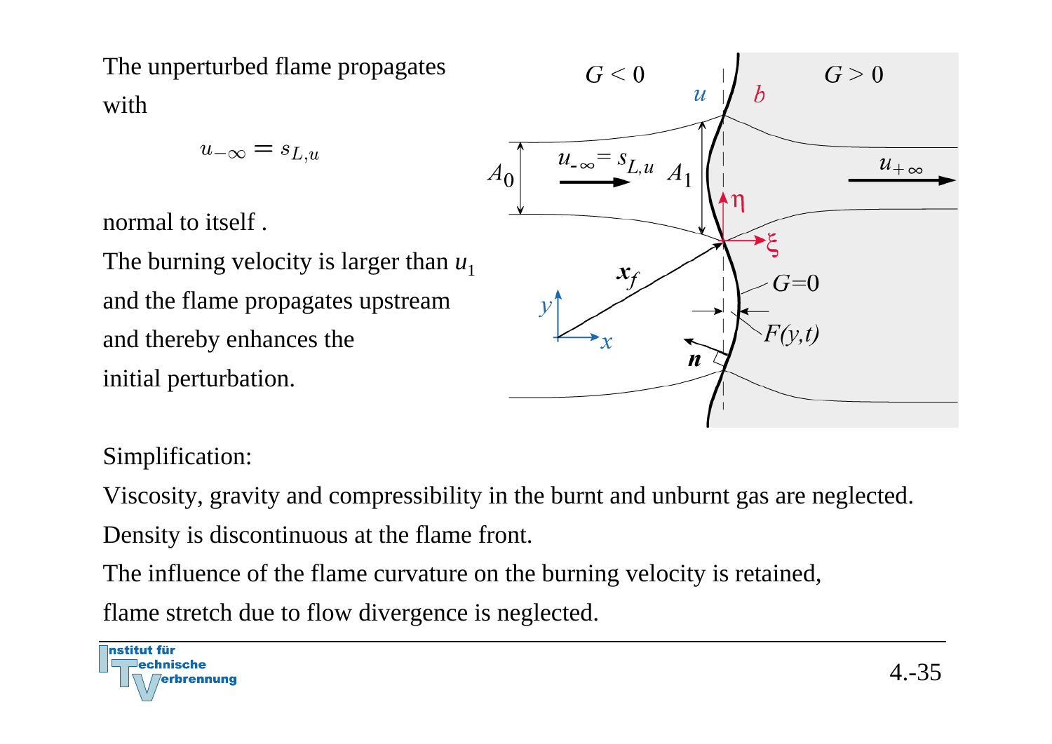The unperturbed flame propagates with

$$u_{-\infty} = s_{L,u}$$

normal to itself .

The burning velocity is larger than $u_1$ and the flame propagates upstream and thereby enhances the initial perturbation.

Simplification:

Viscosity, gravity and compressibility in the burnt and unburnt gas are neglected.

Density is discontinuous at the flame front.

The influence of the flame curvature on the burning velocity is retained,

flame stretch due to flow divergence is neglected.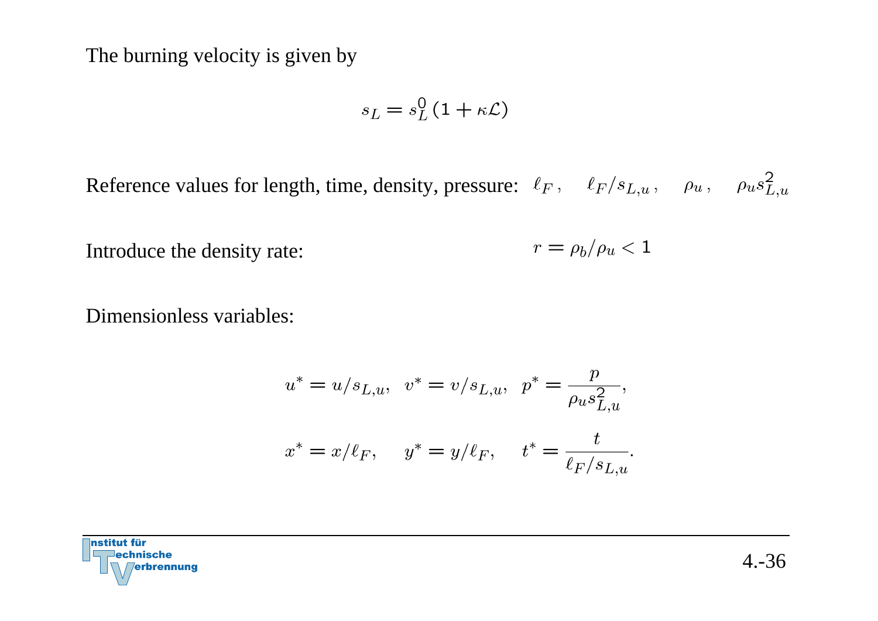The burning velocity is given by

$$s_L = s_L^0 \left(1 + \kappa \mathcal{L}\right)$$

Reference values for length, time, density, pressure: $\ell_F\,, \quad \ell_F / s_{L,u}\,, \quad \rho_u\,, \quad \rho_u s_{L,u}^2$

Introduce the density rate: $r = \rho_b / \rho_u < 1$

Dimensionless variables:

$$u^* = u / s_{L,u}, \quad v^* = v / s_{L,u}, \quad p^* = \frac{p}{\rho_u s_{L,u}^2},$$

$$x^* = x / \ell_F, \quad y^* = y / \ell_F, \quad t^* = \frac{t}{\ell_F / s_{L,u}}.$$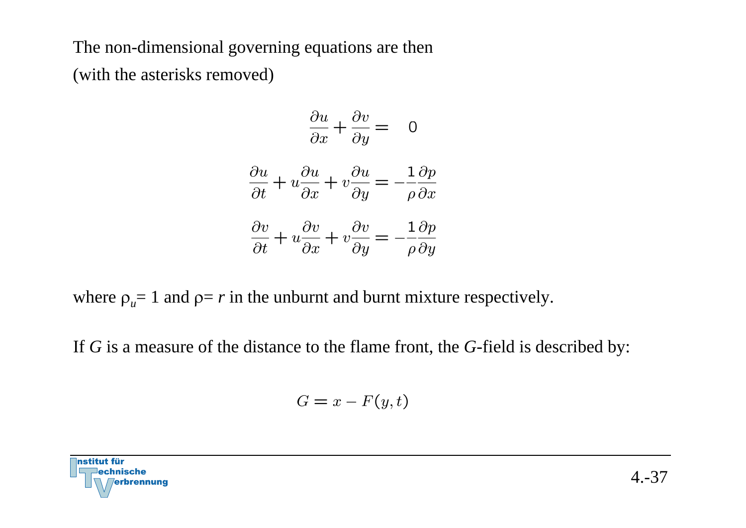The non-dimensional governing equations are then
(with the asterisks removed)

$$\frac{\partial u}{\partial x} + \frac{\partial v}{\partial y} = 0$$

$$\frac{\partial u}{\partial t} + u\frac{\partial u}{\partial x} + v\frac{\partial u}{\partial y} = -\frac{1}{\rho}\frac{\partial p}{\partial x}$$

$$\frac{\partial v}{\partial t} + u\frac{\partial v}{\partial x} + v\frac{\partial v}{\partial y} = -\frac{1}{\rho}\frac{\partial p}{\partial y}$$

where $\rho_u = 1$ and $\rho = r$ in the unburnt and burnt mixture respectively.

If $G$ is a measure of the distance to the flame front, the $G$-field is described by:

$$G = x - F(y,t)$$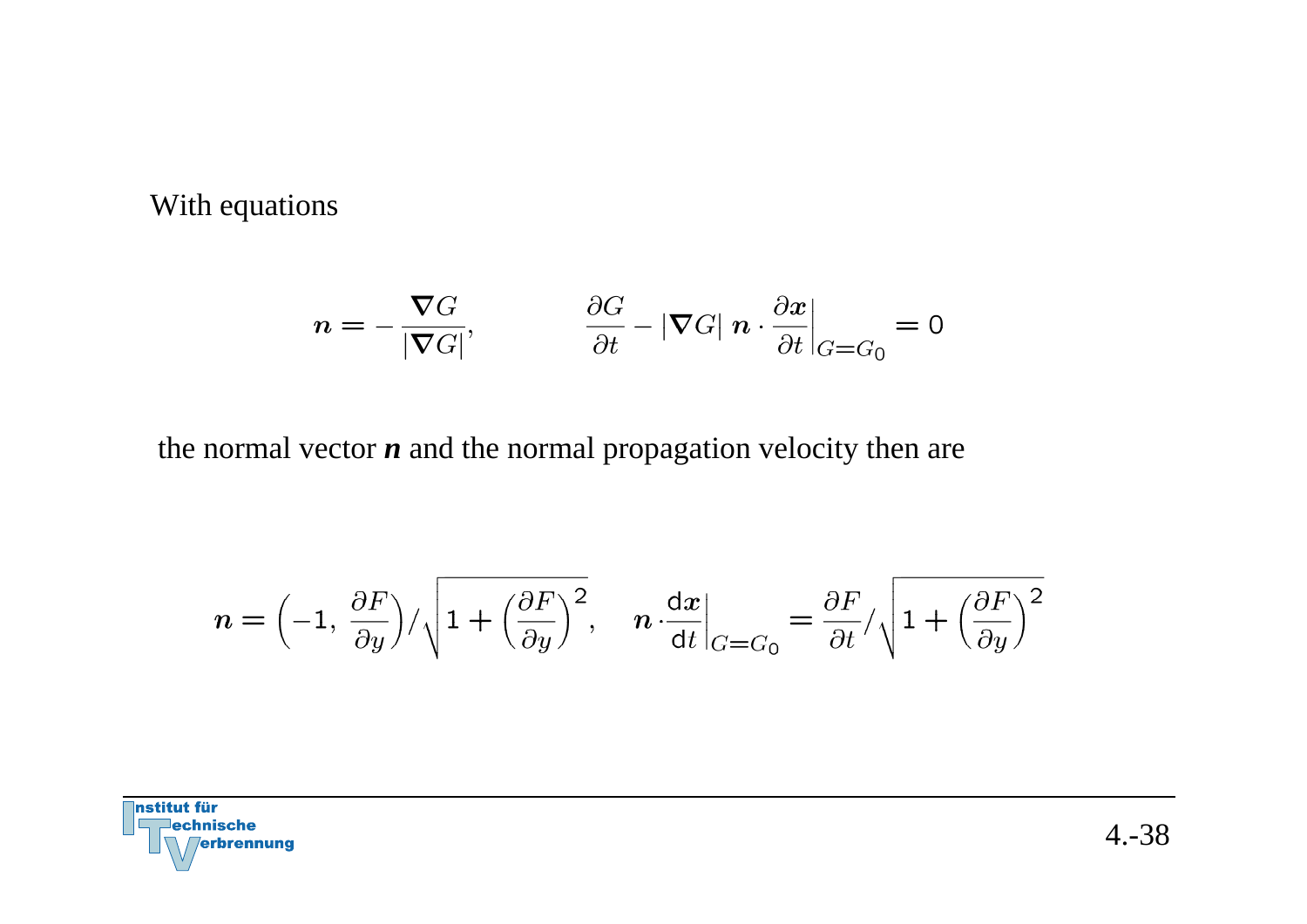With equations

$$\boldsymbol{n} = -\frac{\boldsymbol{\nabla} G}{|\boldsymbol{\nabla} G|}, \qquad \frac{\partial G}{\partial t} - |\boldsymbol{\nabla} G| \; \boldsymbol{n} \cdot \frac{\partial \boldsymbol{x}}{\partial t}\bigg|_{G=G_0} = 0$$

the normal vector $\boldsymbol{n}$ and the normal propagation velocity then are

$$\boldsymbol{n} = \left(-1, \; \frac{\partial F}{\partial y}\right) \Big/ \sqrt{1 + \left(\frac{\partial F}{\partial y}\right)^2}, \quad \boldsymbol{n} \cdot \frac{\mathrm{d}\boldsymbol{x}}{\mathrm{d}t}\bigg|_{G=G_0} = \frac{\partial F}{\partial t} \Big/ \sqrt{1 + \left(\frac{\partial F}{\partial y}\right)^2}$$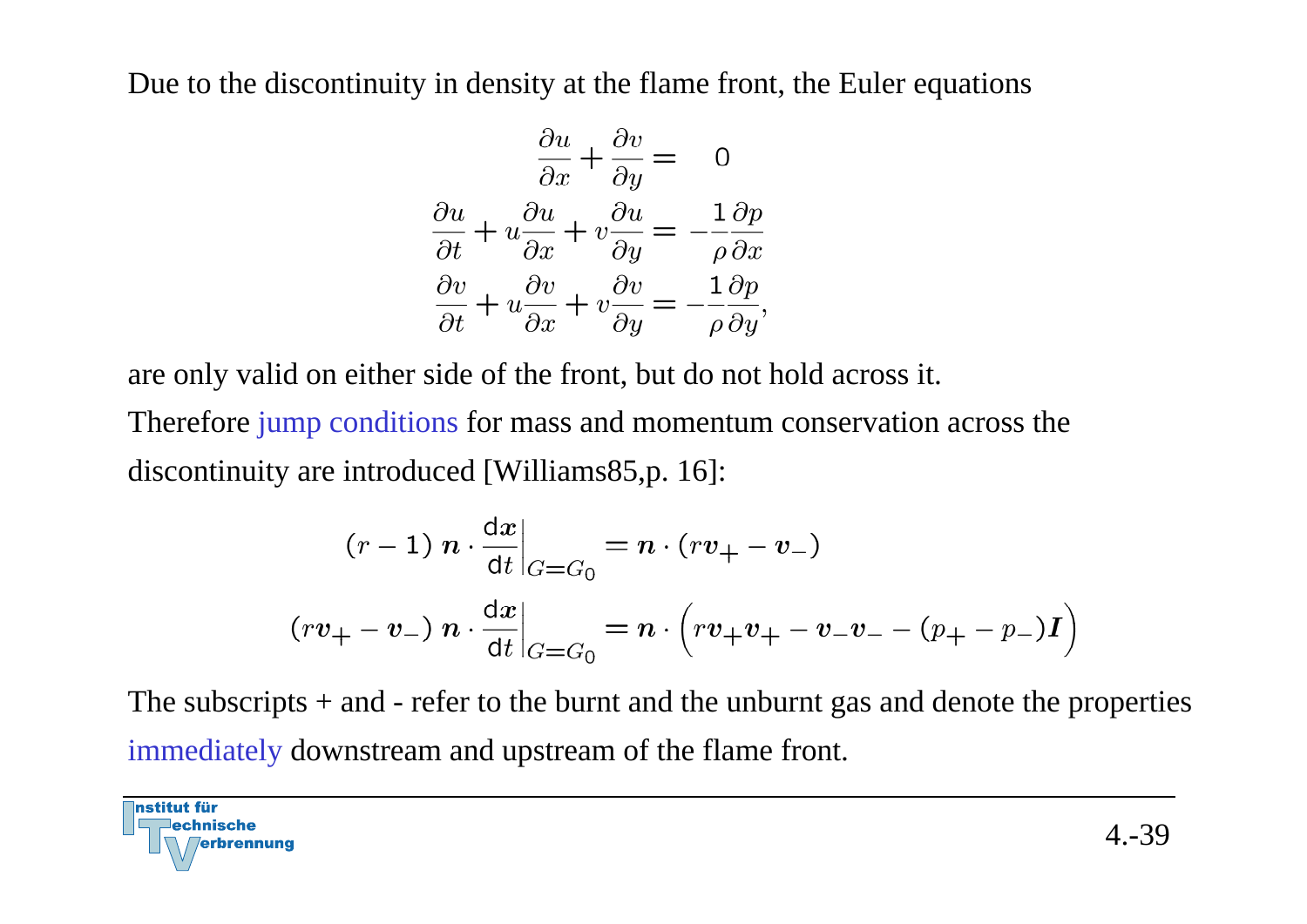Due to the discontinuity in density at the flame front, the Euler equations

$$
\begin{aligned}
\frac{\partial u}{\partial x} + \frac{\partial v}{\partial y} &= 0 \\
\frac{\partial u}{\partial t} + u\frac{\partial u}{\partial x} + v\frac{\partial u}{\partial y} &= -\frac{1}{\rho}\frac{\partial p}{\partial x} \\
\frac{\partial v}{\partial t} + u\frac{\partial v}{\partial x} + v\frac{\partial v}{\partial y} &= -\frac{1}{\rho}\frac{\partial p}{\partial y},
\end{aligned}
$$

are only valid on either side of the front, but do not hold across it.

Therefore jump conditions for mass and momentum conservation across the discontinuity are introduced [Williams85,p. 16]:

$$
(r-1)\,\boldsymbol{n}\cdot\left.\frac{\mathrm{d}\boldsymbol{x}}{\mathrm{d}t}\right|_{G=G_0} = \boldsymbol{n}\cdot(r\boldsymbol{v}_+ - \boldsymbol{v}_-)
$$

$$
(r\boldsymbol{v}_+ - \boldsymbol{v}_-)\,\boldsymbol{n}\cdot\left.\frac{\mathrm{d}\boldsymbol{x}}{\mathrm{d}t}\right|_{G=G_0} = \boldsymbol{n}\cdot\Big(r\boldsymbol{v}_+\boldsymbol{v}_+ - \boldsymbol{v}_-\boldsymbol{v}_- - (p_+ - p_-)\boldsymbol{I}\Big)
$$

The subscripts + and - refer to the burnt and the unburnt gas and denote the properties immediately downstream and upstream of the flame front.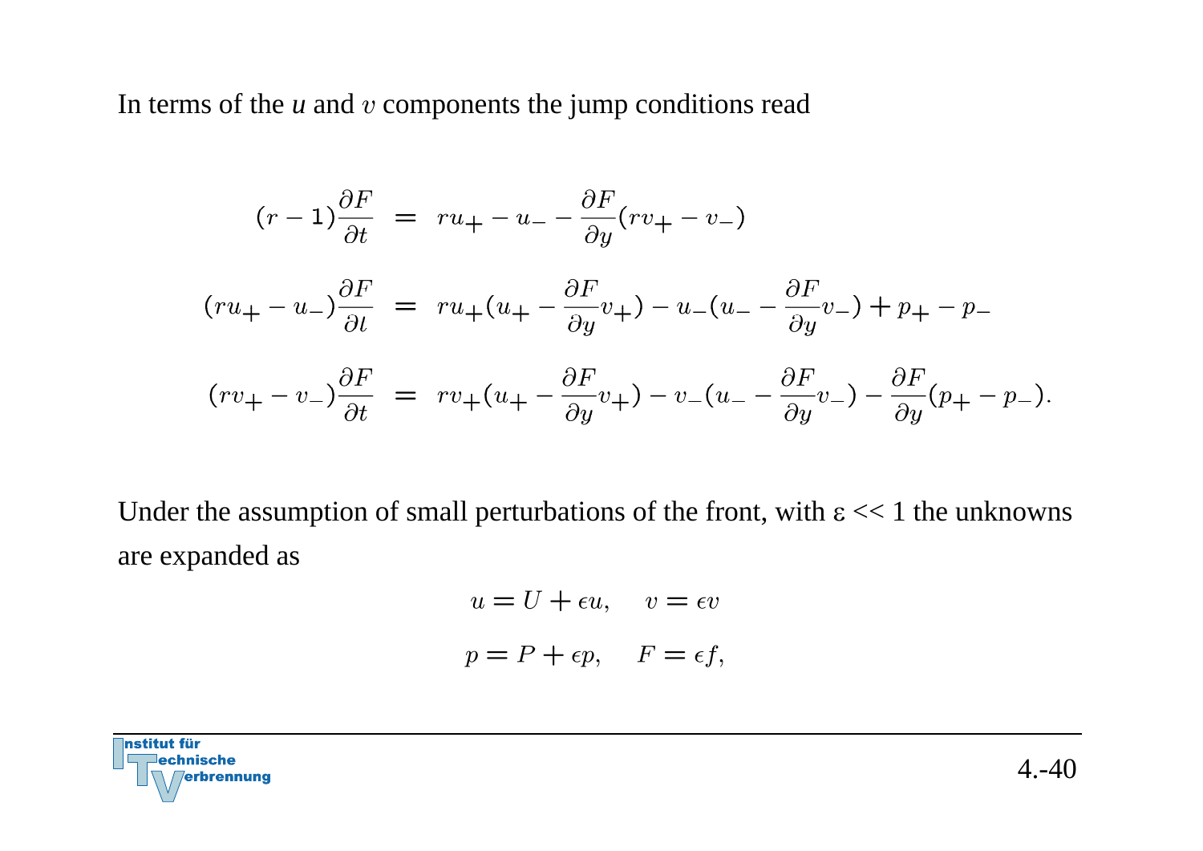In terms of the $u$ and $v$ components the jump conditions read

$$
\begin{aligned}
(r-1)\frac{\partial F}{\partial t} &= ru_+ - u_- - \frac{\partial F}{\partial y}(rv_+ - v_-) \\
(ru_+ - u_-)\frac{\partial F}{\partial t} &= ru_+(u_+ - \frac{\partial F}{\partial y}v_+) - u_-(u_- - \frac{\partial F}{\partial y}v_-) + p_+ - p_- \\
(rv_+ - v_-)\frac{\partial F}{\partial t} &= rv_+(u_+ - \frac{\partial F}{\partial y}v_+) - v_-(u_- - \frac{\partial F}{\partial y}v_-) - \frac{\partial F}{\partial y}(p_+ - p_-).
\end{aligned}
$$

Under the assumption of small perturbations of the front, with $\varepsilon \ll 1$ the unknowns are expanded as

$$
u = U + \epsilon u, \quad v = \epsilon v
$$

$$
p = P + \epsilon p, \quad F = \epsilon f,
$$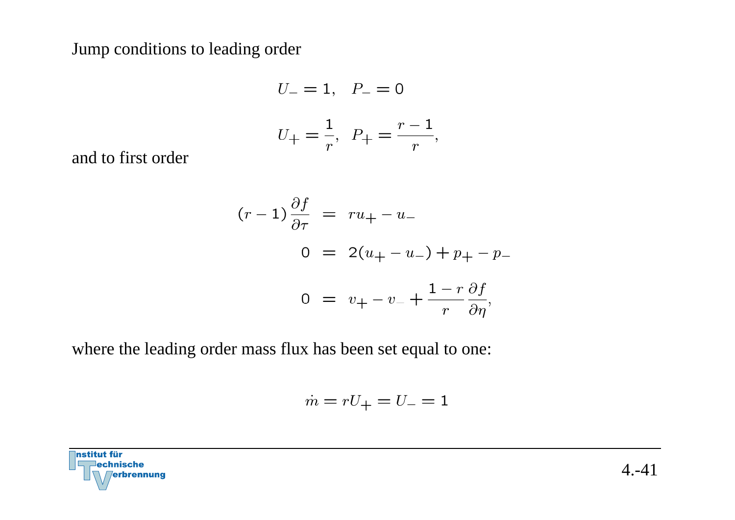Jump conditions to leading order

$$U_- = 1, \quad P_- = 0$$

$$U_+ = \frac{1}{r}, \quad P_+ = \frac{r-1}{r},$$

and to first order

$$
\begin{aligned}
(r-1)\frac{\partial f}{\partial \tau} &= r u_+ - u_- \\
0 &= 2(u_+ - u_-) + p_+ - p_- \\
0 &= v_+ - v_- + \frac{1-r}{r}\frac{\partial f}{\partial \eta},
\end{aligned}
$$

where the leading order mass flux has been set equal to one:

$$\dot{m} = r U_+ = U_- = 1$$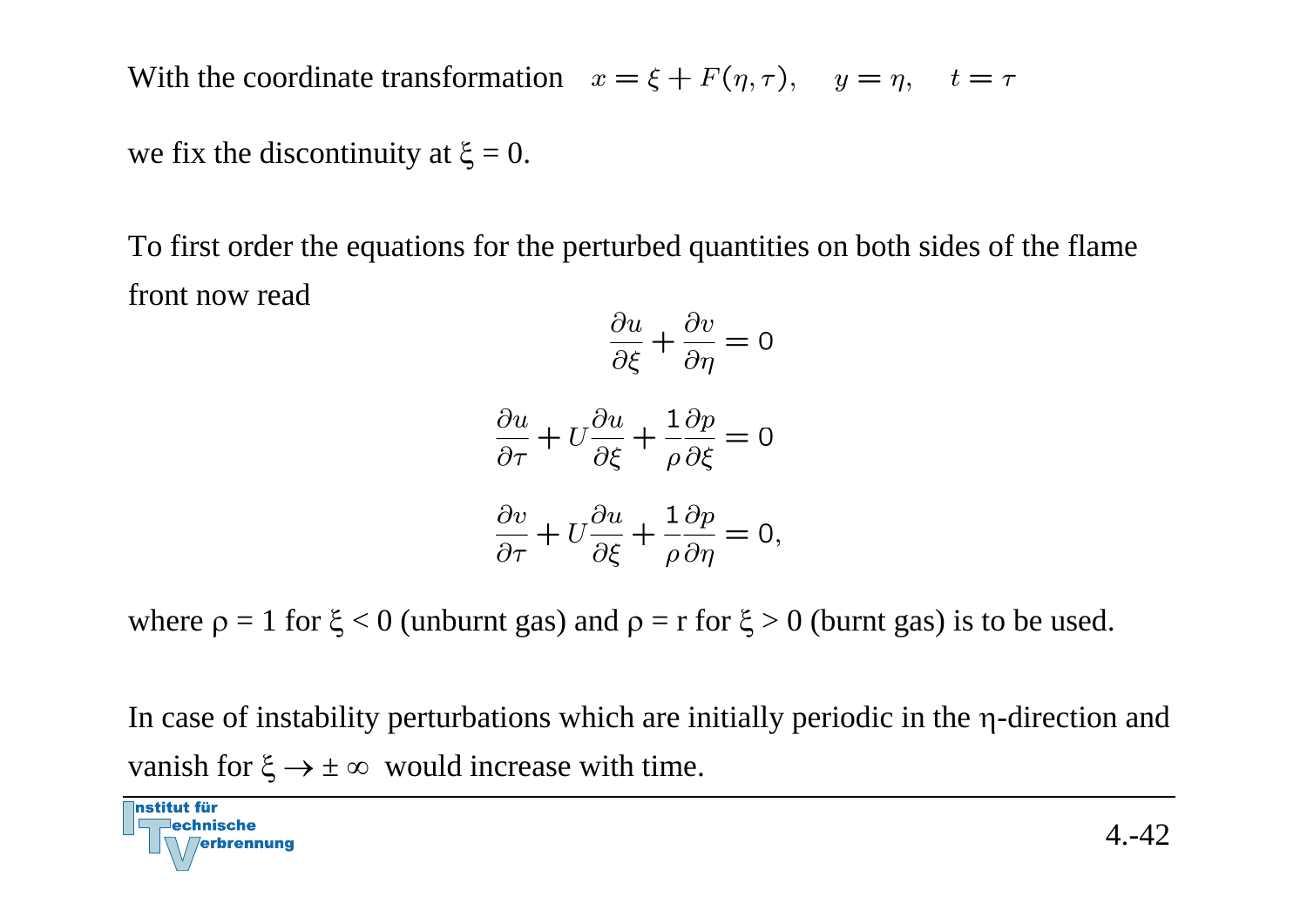With the coordinate transformation $x = \xi + F(\eta, \tau), \quad y = \eta, \quad t = \tau$

we fix the discontinuity at $\xi = 0$.

To first order the equations for the perturbed quantities on both sides of the flame front now read

$$\frac{\partial u}{\partial \xi} + \frac{\partial v}{\partial \eta} = 0$$

$$\frac{\partial u}{\partial \tau} + U \frac{\partial u}{\partial \xi} + \frac{1}{\rho} \frac{\partial p}{\partial \xi} = 0$$

$$\frac{\partial v}{\partial \tau} + U \frac{\partial u}{\partial \xi} + \frac{1}{\rho} \frac{\partial p}{\partial \eta} = 0,$$

where $\rho = 1$ for $\xi < 0$ (unburnt gas) and $\rho = r$ for $\xi > 0$ (burnt gas) is to be used.

In case of instability perturbations which are initially periodic in the $\eta$-direction and vanish for $\xi \rightarrow \pm \infty$ would increase with time.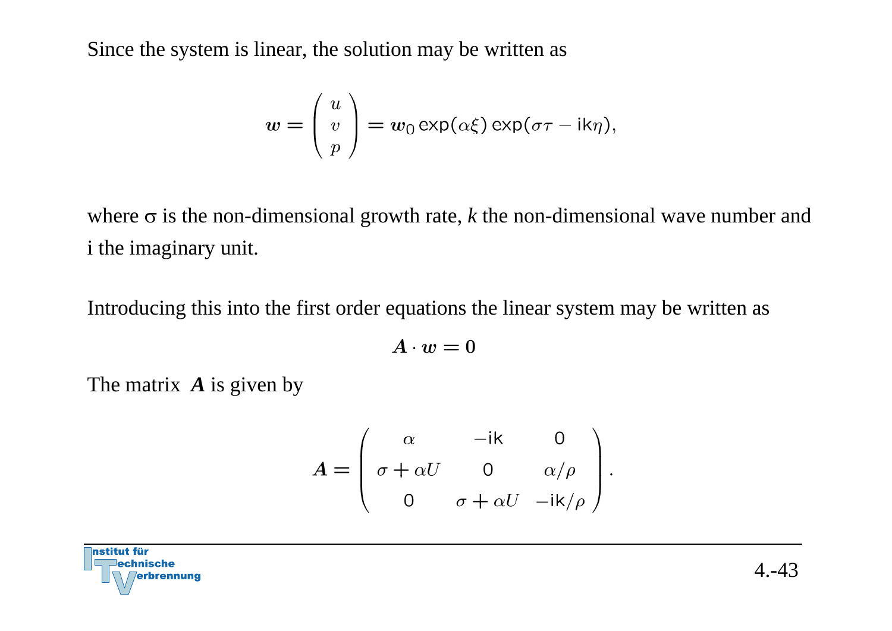Since the system is linear, the solution may be written as

$$\boldsymbol{w} = \begin{pmatrix} u \\ v \\ p \end{pmatrix} = \boldsymbol{w}_0 \exp(\alpha\xi) \exp(\sigma\tau - \mathrm{i}k\eta),$$

where $\sigma$ is the non-dimensional growth rate, $k$ the non-dimensional wave number and i the imaginary unit.

Introducing this into the first order equations the linear system may be written as

$$\boldsymbol{A} \cdot \boldsymbol{w} = \boldsymbol{0}$$

The matrix $\boldsymbol{A}$ is given by

$$\boldsymbol{A} = \begin{pmatrix} \alpha & -\mathrm{i}k & 0 \\ \sigma + \alpha U & 0 & \alpha/\rho \\ 0 & \sigma + \alpha U & -\mathrm{i}k/\rho \end{pmatrix}.$$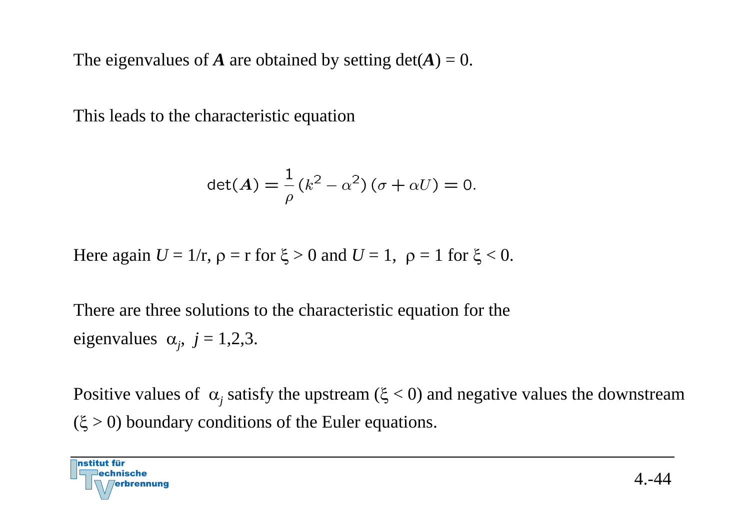The eigenvalues of $\boldsymbol{A}$ are obtained by setting $\det(\boldsymbol{A}) = 0$.

This leads to the characteristic equation

$$\det(\boldsymbol{A}) = \frac{1}{\rho}\,(k^2 - \alpha^2)\,(\sigma + \alpha U) = 0.$$

Here again $U = 1/r$, $\rho = r$ for $\xi > 0$ and $U = 1$, $\rho = 1$ for $\xi < 0$.

There are three solutions to the characteristic equation for the eigenvalues $\alpha_j$, $j = 1,2,3$.

Positive values of $\alpha_j$ satisfy the upstream ($\xi < 0$) and negative values the downstream ($\xi > 0$) boundary conditions of the Euler equations.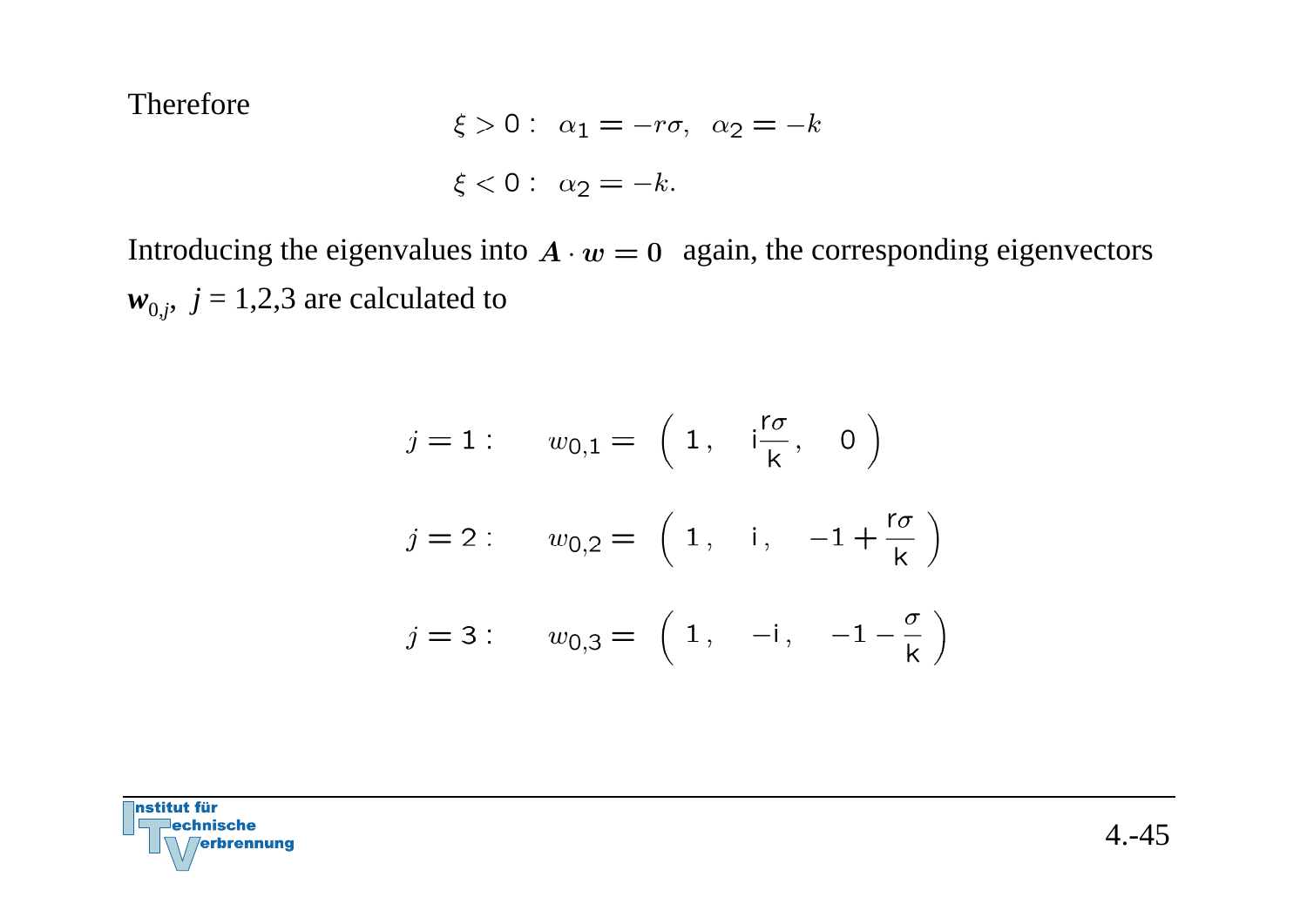Therefore

$$\xi > 0: \;\; \alpha_1 = -r\sigma, \;\; \alpha_2 = -k$$

$$\xi < 0: \;\; \alpha_2 = -k.$$

Introducing the eigenvalues into $\boldsymbol{A} \cdot \boldsymbol{w} = \boldsymbol{0}$ again, the corresponding eigenvectors $\boldsymbol{w}_{0,j}$, $j = 1,2,3$ are calculated to

$$j = 1: \qquad w_{0,1} = \left( \, 1, \quad \mathrm{i}\frac{\mathrm{r}\sigma}{\mathrm{k}}, \quad 0 \, \right)$$

$$j = 2: \qquad w_{0,2} = \left( \, 1, \quad \mathrm{i}, \quad -1 + \frac{\mathrm{r}\sigma}{\mathrm{k}} \, \right)$$

$$j = 3: \qquad w_{0,3} = \left( \, 1, \quad -\mathrm{i}, \quad -1 - \frac{\sigma}{\mathrm{k}} \, \right)$$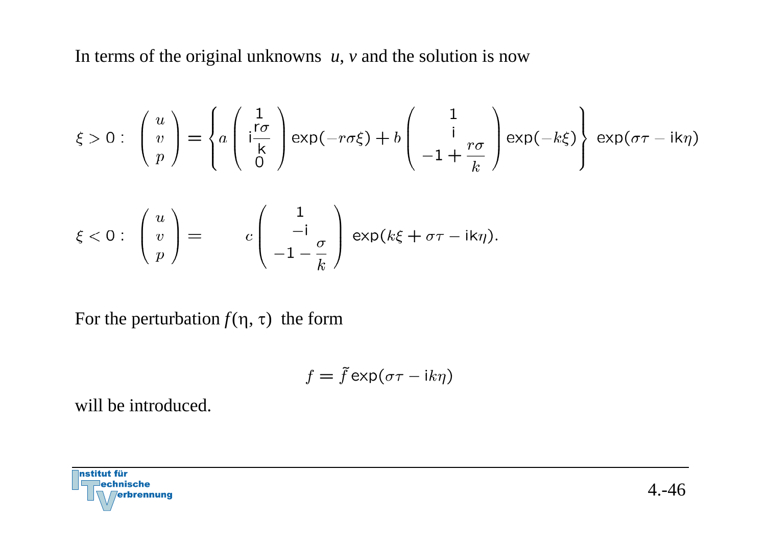In terms of the original unknowns $u$, $v$ and the solution is now

$$\xi > 0: \quad \begin{pmatrix} u \\ v \\ p \end{pmatrix} = \left\{ a \begin{pmatrix} 1 \\ \mathrm{i}\dfrac{r\sigma}{k} \\ 0 \end{pmatrix} \exp(-r\sigma\xi) + b \begin{pmatrix} 1 \\ \mathrm{i} \\ -1 + \dfrac{r\sigma}{k} \end{pmatrix} \exp(-k\xi) \right\} \exp(\sigma\tau - \mathrm{i}k\eta)$$

$$\xi < 0: \quad \begin{pmatrix} u \\ v \\ p \end{pmatrix} = \qquad c \begin{pmatrix} 1 \\ -\mathrm{i} \\ -1 - \dfrac{\sigma}{k} \end{pmatrix} \exp(k\xi + \sigma\tau - \mathrm{i}k\eta).$$

For the perturbation $f(\eta, \tau)$ the form

$$f = \tilde{f} \exp(\sigma\tau - \mathrm{i}k\eta)$$

will be introduced.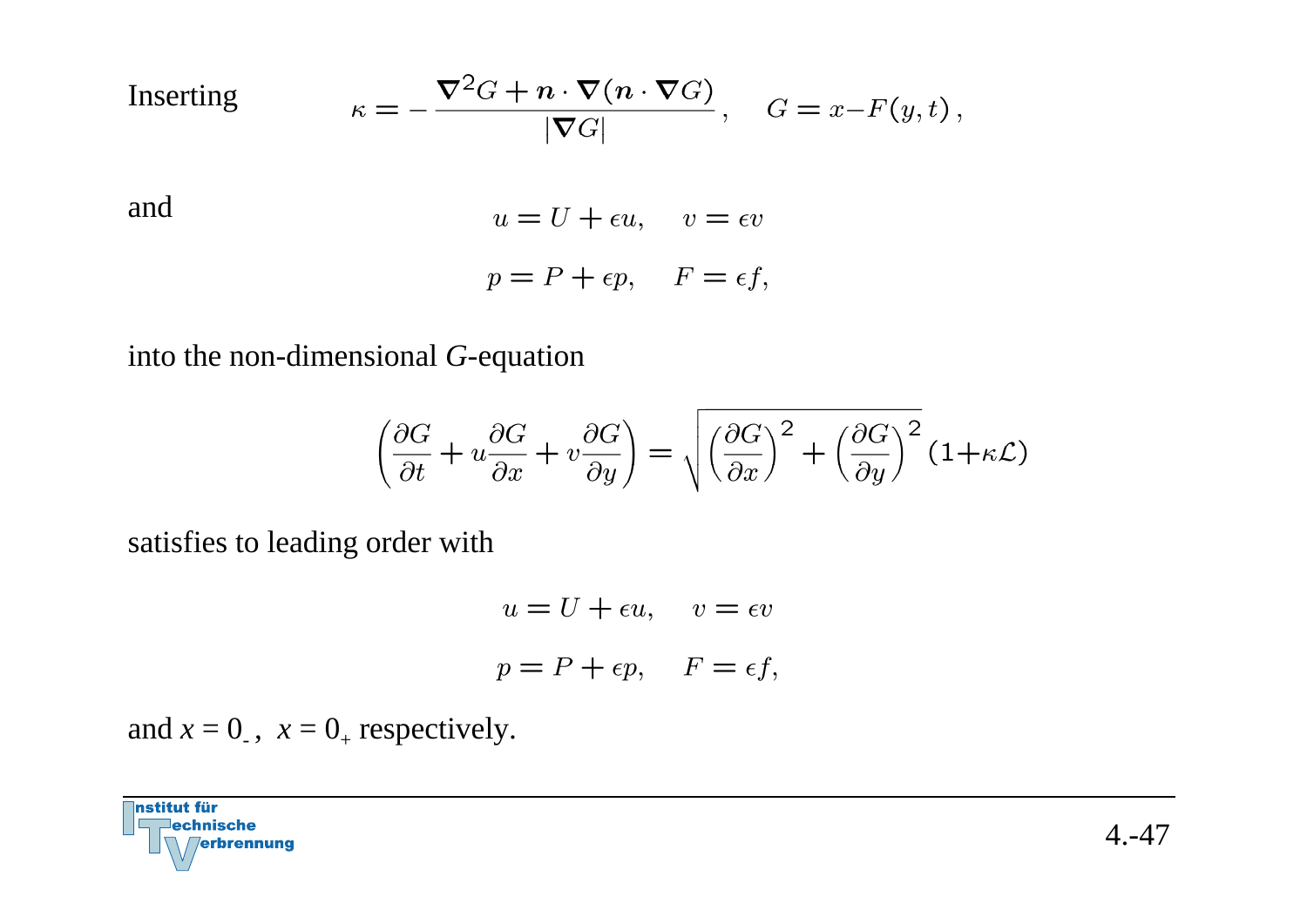Inserting

$$\kappa = -\frac{\boldsymbol{\nabla}^2 G + \boldsymbol{n} \cdot \boldsymbol{\nabla}(\boldsymbol{n} \cdot \boldsymbol{\nabla} G)}{|\boldsymbol{\nabla} G|}, \quad G = x - F(y,t)\,,$$

and

$$u = U + \epsilon u, \quad v = \epsilon v$$

$$p = P + \epsilon p, \quad F = \epsilon f,$$

into the non-dimensional *G*-equation

$$\left(\frac{\partial G}{\partial t} + u\frac{\partial G}{\partial x} + v\frac{\partial G}{\partial y}\right) = \sqrt{\left(\frac{\partial G}{\partial x}\right)^2 + \left(\frac{\partial G}{\partial y}\right)^2}\,(1 + \kappa \mathcal{L})$$

satisfies to leading order with

$$u = U + \epsilon u, \quad v = \epsilon v$$

$$p = P + \epsilon p, \quad F = \epsilon f,$$

and $x = 0_-$, $x = 0_+$ respectively.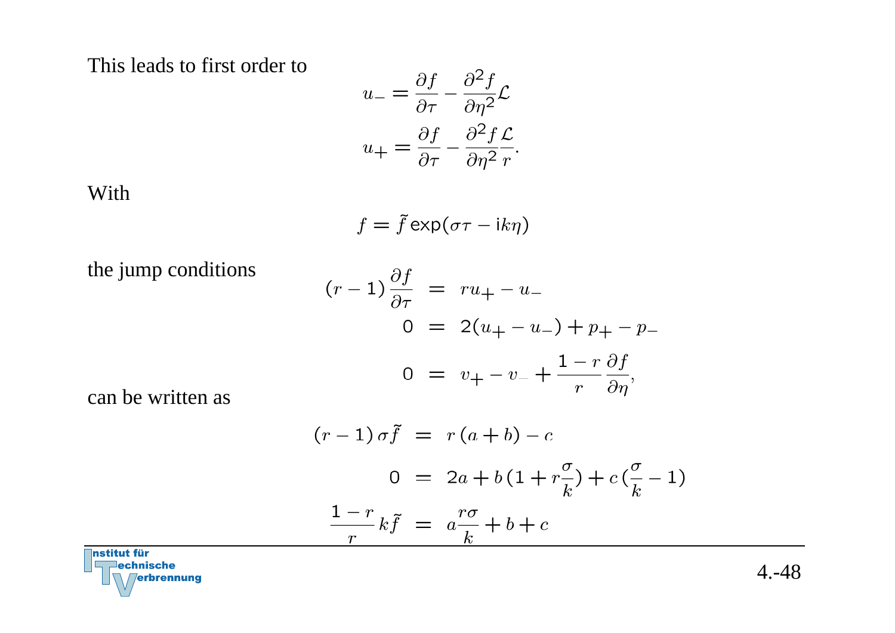This leads to first order to

$$u_- = \frac{\partial f}{\partial \tau} - \frac{\partial^2 f}{\partial \eta^2}\mathcal{L}$$

$$u_+ = \frac{\partial f}{\partial \tau} - \frac{\partial^2 f}{\partial \eta^2}\frac{\mathcal{L}}{r}.$$

With

$$f = \tilde{f}\,\exp(\sigma\tau - \mathrm{i}k\eta)$$

the jump conditions

$$
\begin{aligned}
(r-1)\,\frac{\partial f}{\partial \tau} &= r u_+ - u_- \\
0 &= 2(u_+ - u_-) + p_+ - p_- \\
0 &= v_+ - v_- + \frac{1-r}{r}\frac{\partial f}{\partial \eta},
\end{aligned}
$$

can be written as

$$
\begin{aligned}
(r-1)\,\sigma\tilde{f} &= r\,(a+b) - c \\
0 &= 2a + b\,(1 + r\frac{\sigma}{k}) + c\,(\frac{\sigma}{k} - 1) \\
\frac{1-r}{r}\,k\tilde{f} &= a\frac{r\sigma}{k} + b + c
\end{aligned}
$$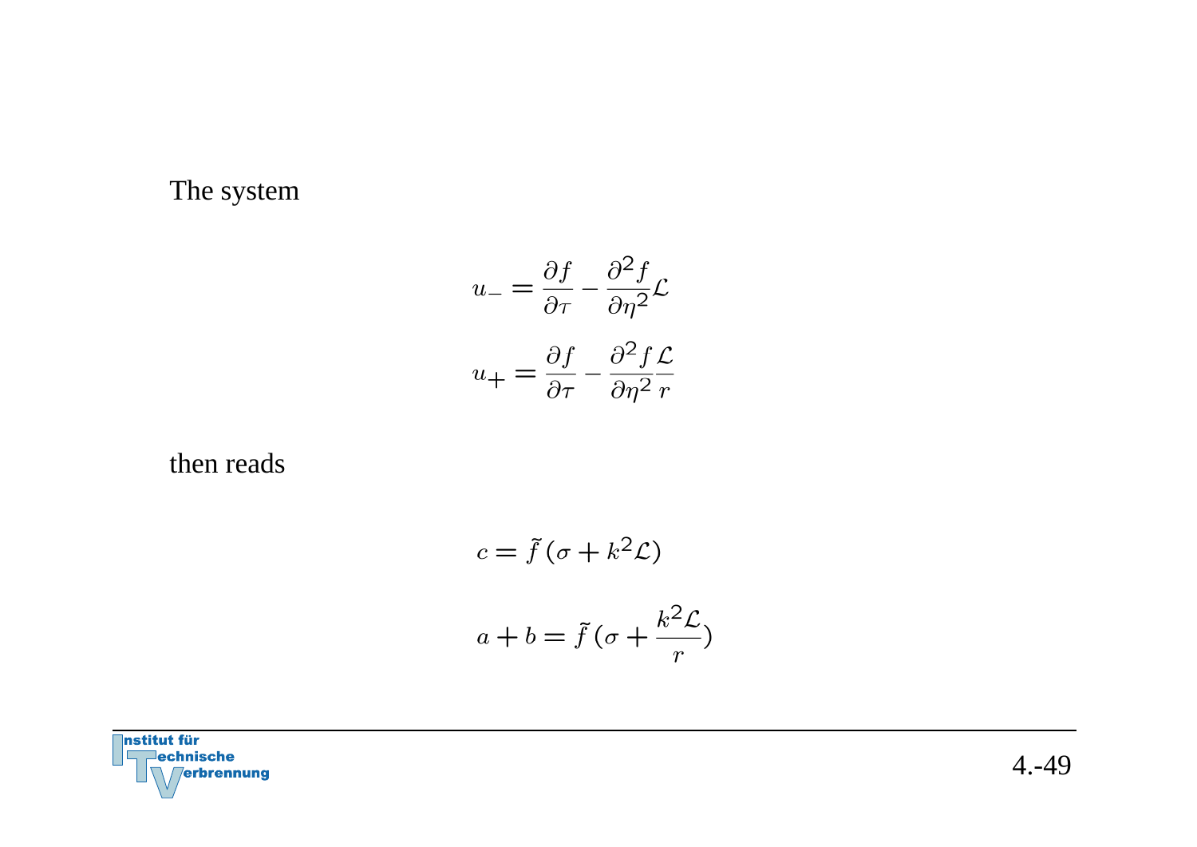The system

$$u_- = \frac{\partial f}{\partial \tau} - \frac{\partial^2 f}{\partial \eta^2}\mathcal{L}$$

$$u_+ = \frac{\partial f}{\partial \tau} - \frac{\partial^2 f}{\partial \eta^2}\frac{\mathcal{L}}{r}$$

then reads

$$c = \tilde{f}\,(\sigma + k^2\mathcal{L})$$

$$a + b = \tilde{f}\,(\sigma + \frac{k^2\mathcal{L}}{r})$$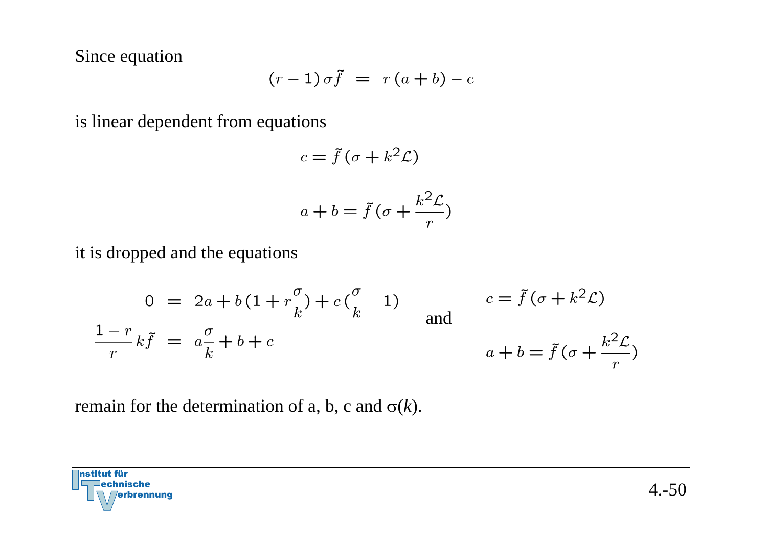Since equation

$$(r-1)\,\sigma\tilde{f} \;=\; r\,(a+b) - c$$

is linear dependent from equations

$$c = \tilde{f}\,(\sigma + k^2\mathcal{L})$$

$$a + b = \tilde{f}\,(\sigma + \frac{k^2\mathcal{L}}{r})$$

it is dropped and the equations

$$\begin{aligned} 0 &= 2a + b\,(1 + r\frac{\sigma}{k}) + c\,(\frac{\sigma}{k} - 1) \\ \frac{1-r}{r}k\tilde{f} &= a\frac{\sigma}{k} + b + c \end{aligned}$$

and

$$c = \tilde{f}\,(\sigma + k^2\mathcal{L})$$

$$a + b = \tilde{f}\,(\sigma + \frac{k^2\mathcal{L}}{r})$$

remain for the determination of a, b, c and $\sigma(k)$.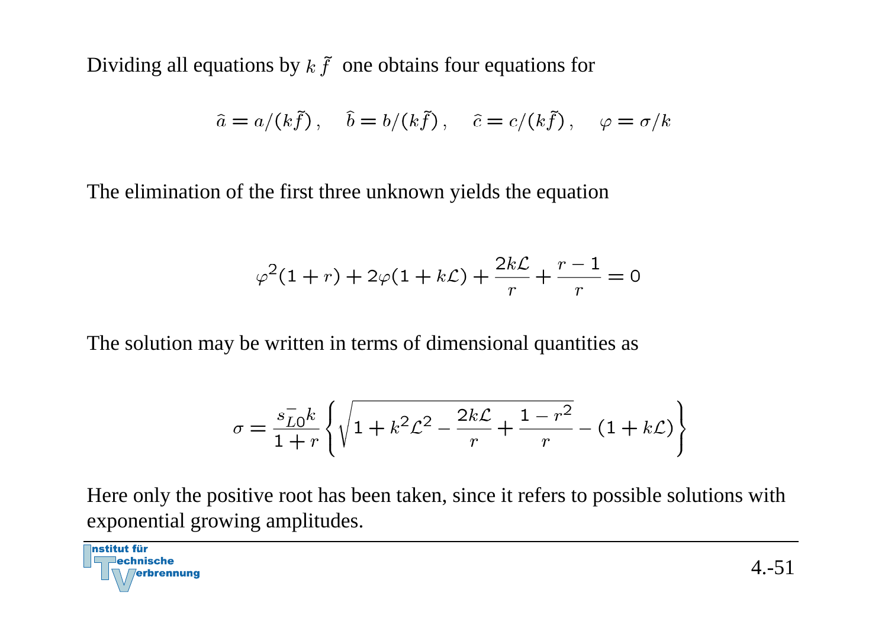Dividing all equations by $k\,\tilde{f}$ one obtains four equations for

$$\widehat{a} = a/(k\tilde{f})\,, \quad \widehat{b} = b/(k\tilde{f})\,, \quad \widehat{c} = c/(k\tilde{f})\,, \quad \varphi = \sigma/k$$

The elimination of the first three unknown yields the equation

$$\varphi^2(1+r) + 2\varphi(1+k\mathcal{L}) + \frac{2k\mathcal{L}}{r} + \frac{r-1}{r} = 0$$

The solution may be written in terms of dimensional quantities as

$$\sigma = \frac{s_{L0}^{-}k}{1+r}\left\{\sqrt{1+k^2\mathcal{L}^2 - \frac{2k\mathcal{L}}{r} + \frac{1-r^2}{r}} - (1+k\mathcal{L})\right\}$$

Here only the positive root has been taken, since it refers to possible solutions with exponential growing amplitudes.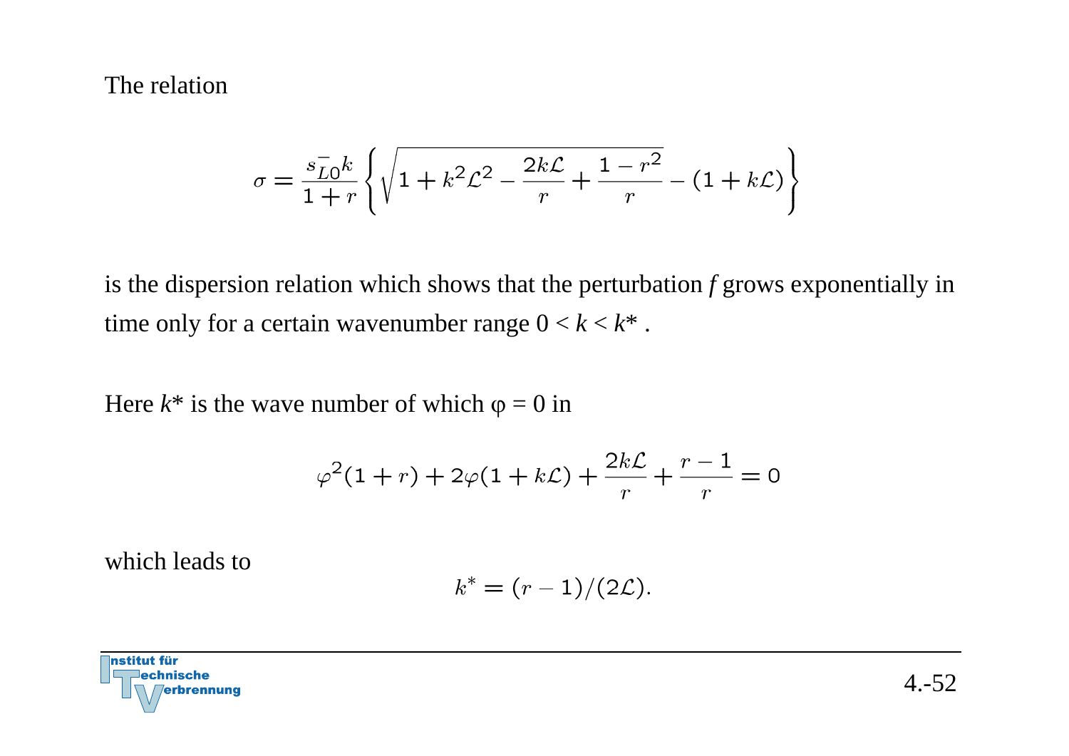The relation

$$\sigma = \frac{s_{L0}^{-}k}{1+r}\left\{\sqrt{1+k^2\mathcal{L}^2-\frac{2k\mathcal{L}}{r}+\frac{1-r^2}{r}}-(1+k\mathcal{L})\right\}$$

is the dispersion relation which shows that the perturbation $f$ grows exponentially in time only for a certain wavenumber range $0 < k < k^*$ .

Here $k^*$ is the wave number of which $\varphi = 0$ in

$$\varphi^2(1+r)+2\varphi(1+k\mathcal{L})+\frac{2k\mathcal{L}}{r}+\frac{r-1}{r}=0$$

which leads to

$$k^* = (r-1)/(2\mathcal{L}).$$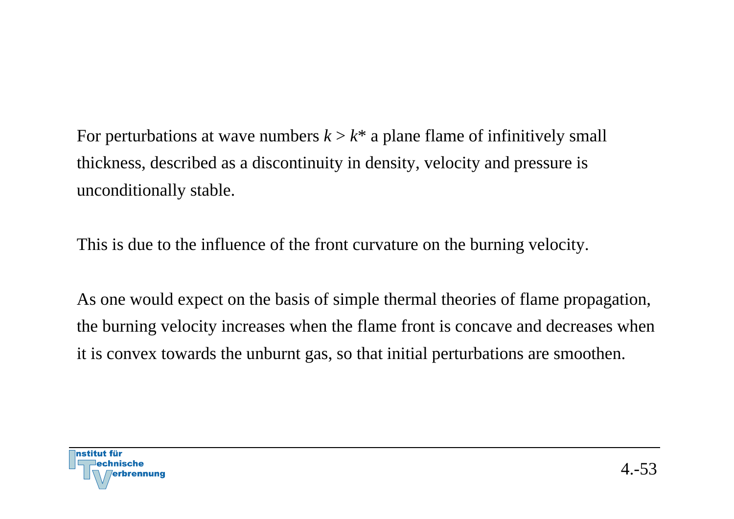For perturbations at wave numbers $k > k^*$ a plane flame of infinitively small thickness, described as a discontinuity in density, velocity and pressure is unconditionally stable.

This is due to the influence of the front curvature on the burning velocity.

As one would expect on the basis of simple thermal theories of flame propagation, the burning velocity increases when the flame front is concave and decreases when it is convex towards the unburnt gas, so that initial perturbations are smoothen.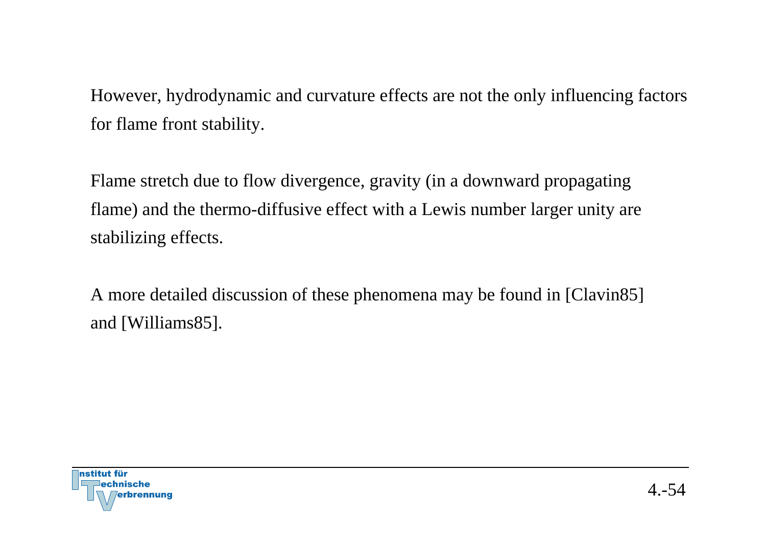However, hydrodynamic and curvature effects are not the only influencing factors for flame front stability.

Flame stretch due to flow divergence, gravity (in a downward propagating flame) and the thermo-diffusive effect with a Lewis number larger unity are stabilizing effects.

A more detailed discussion of these phenomena may be found in [Clavin85] and [Williams85].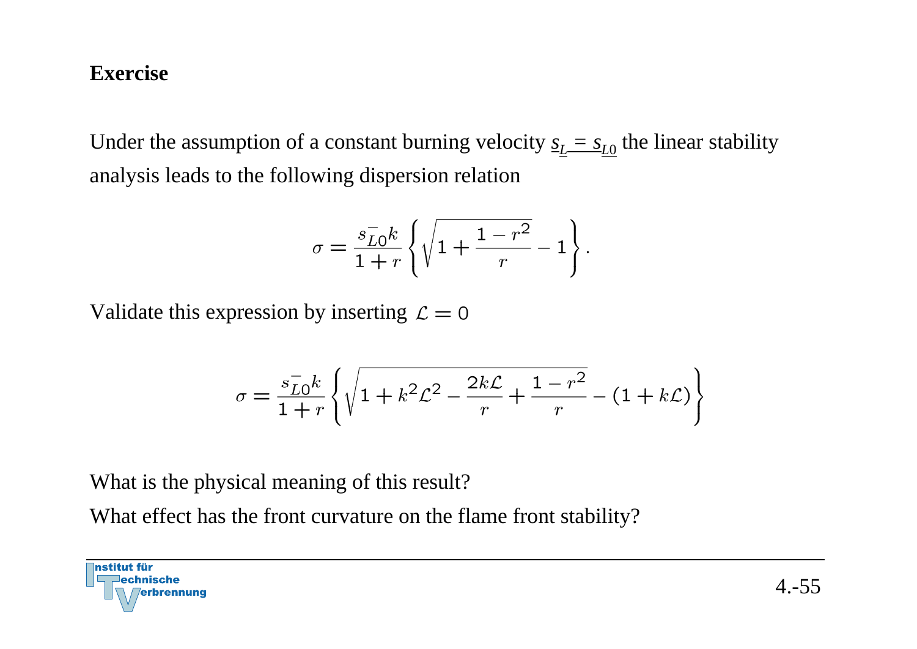**Exercise**

Under the assumption of a constant burning velocity $\underline{s_L = s_{L0}}$ the linear stability analysis leads to the following dispersion relation

$$\sigma = \frac{s_{L0}^{-} k}{1+r} \left\{ \sqrt{1 + \frac{1-r^2}{r}} - 1 \right\}.$$

Validate this expression by inserting $\mathcal{L} = 0$

$$\sigma = \frac{s_{L0}^{-} k}{1+r} \left\{ \sqrt{1 + k^2 \mathcal{L}^2 - \frac{2k\mathcal{L}}{r} + \frac{1-r^2}{r}} - (1 + k\mathcal{L}) \right\}$$

What is the physical meaning of this result?

What effect has the front curvature on the flame front stability?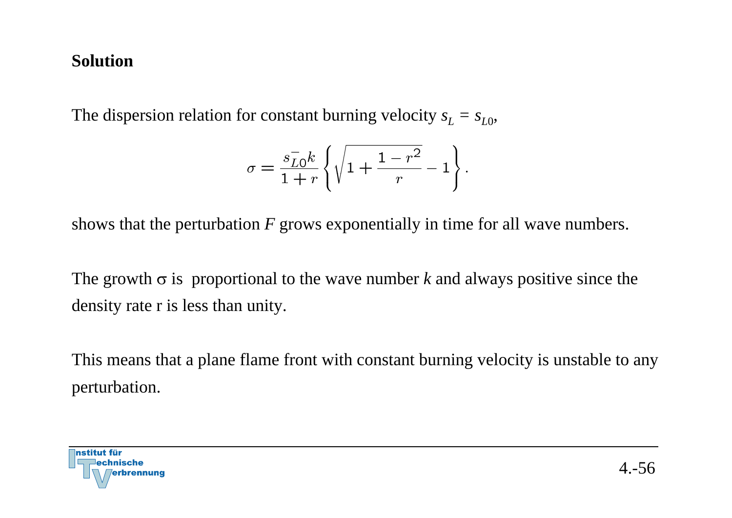**Solution**

The dispersion relation for constant burning velocity $s_L = s_{L0}$,

$$\sigma = \frac{s_{L0}^{-} k}{1+r} \left\{ \sqrt{1 + \frac{1-r^2}{r}} - 1 \right\}.$$

shows that the perturbation $F$ grows exponentially in time for all wave numbers.

The growth $\sigma$ is proportional to the wave number $k$ and always positive since the density rate r is less than unity.

This means that a plane flame front with constant burning velocity is unstable to any perturbation.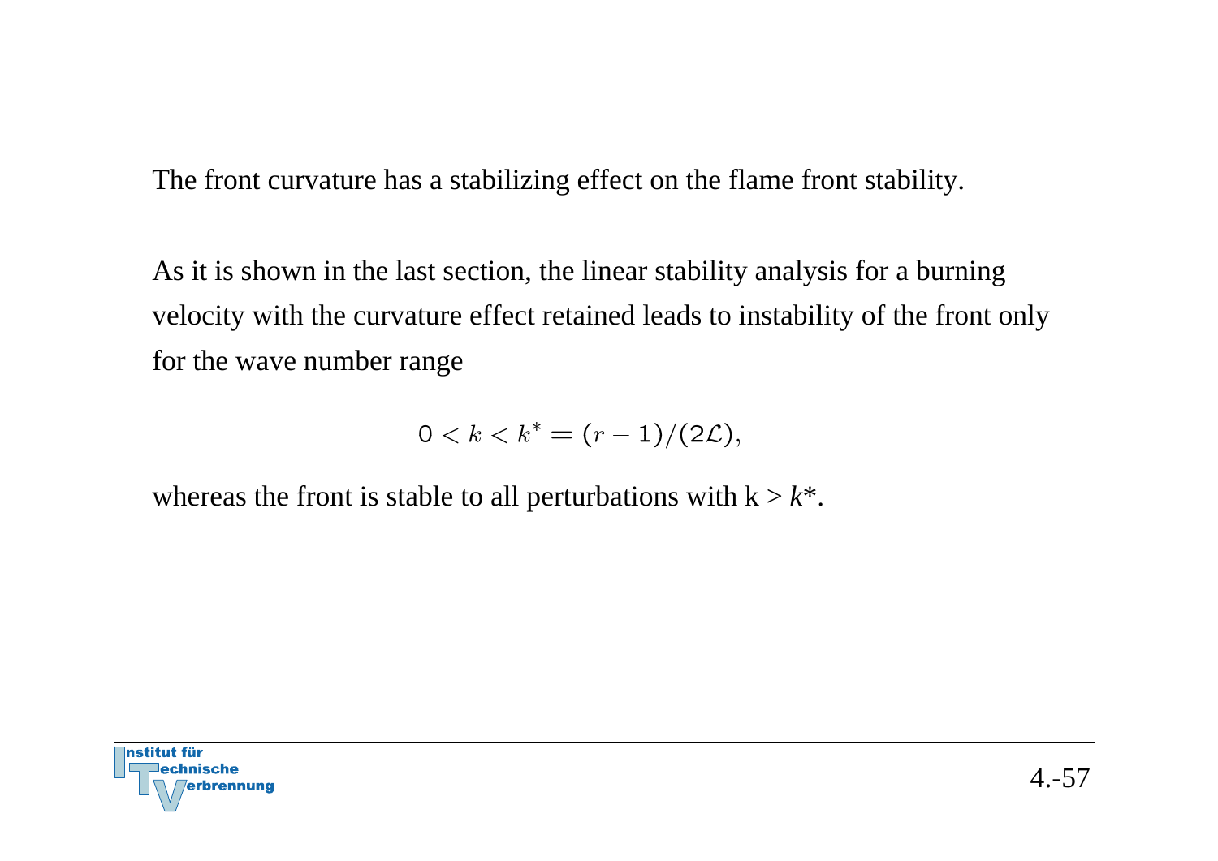The front curvature has a stabilizing effect on the flame front stability.

As it is shown in the last section, the linear stability analysis for a burning velocity with the curvature effect retained leads to instability of the front only for the wave number range

$$0 < k < k^* = (r-1)/(2\mathcal{L}),$$

whereas the front is stable to all perturbations with $k > k^*$.